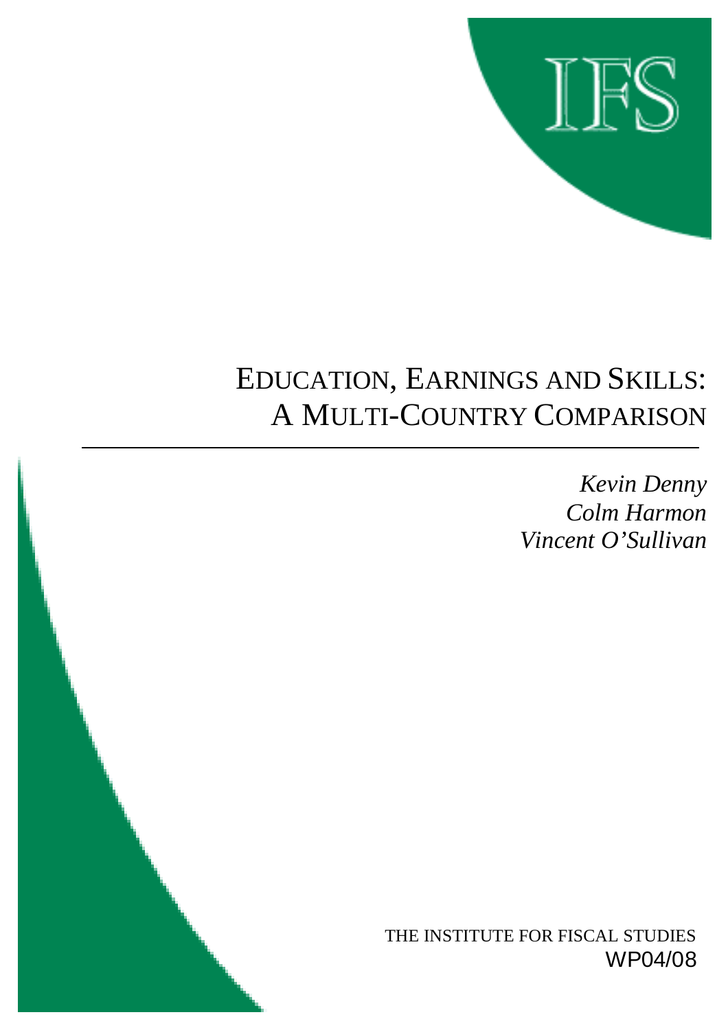# EDUCATION, EARNINGS AND SKILLS: A MULTI-COUNTRY COMPARISON

*Kevin Denny*
*Colm Harmon*
*Vincent O'Sullivan*

THE INSTITUTE FOR FISCAL STUDIES
WP04/08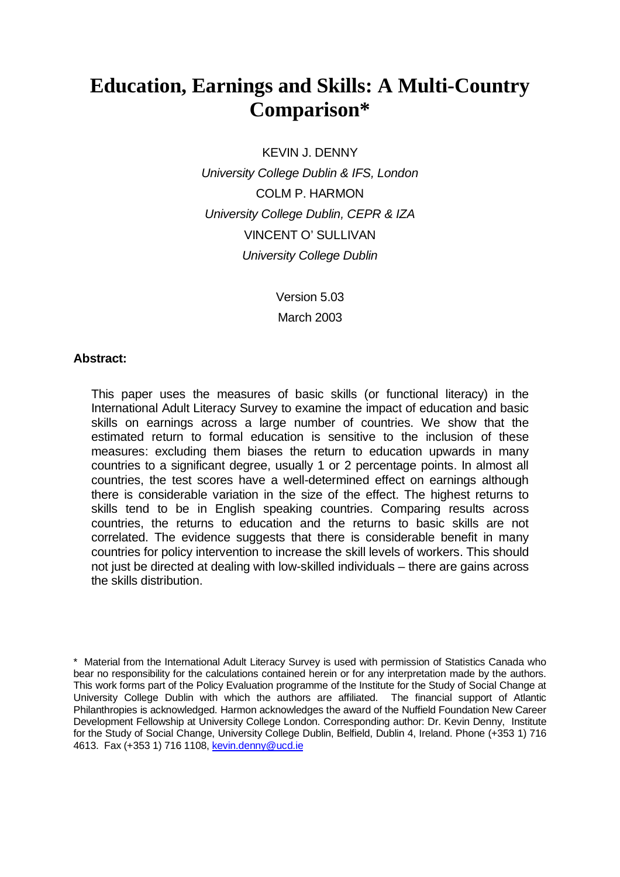# Education, Earnings and Skills: A Multi-Country Comparison*

KEVIN J. DENNY

*University College Dublin & IFS, London*

COLM P. HARMON

*University College Dublin, CEPR & IZA*

VINCENT O' SULLIVAN

*University College Dublin*

Version 5.03

March 2003

**Abstract:**

This paper uses the measures of basic skills (or functional literacy) in the International Adult Literacy Survey to examine the impact of education and basic skills on earnings across a large number of countries. We show that the estimated return to formal education is sensitive to the inclusion of these measures: excluding them biases the return to education upwards in many countries to a significant degree, usually 1 or 2 percentage points. In almost all countries, the test scores have a well-determined effect on earnings although there is considerable variation in the size of the effect. The highest returns to skills tend to be in English speaking countries. Comparing results across countries, the returns to education and the returns to basic skills are not correlated. The evidence suggests that there is considerable benefit in many countries for policy intervention to increase the skill levels of workers. This should not just be directed at dealing with low-skilled individuals – there are gains across the skills distribution.

\* Material from the International Adult Literacy Survey is used with permission of Statistics Canada who bear no responsibility for the calculations contained herein or for any interpretation made by the authors. This work forms part of the Policy Evaluation programme of the Institute for the Study of Social Change at University College Dublin with which the authors are affiliated. The financial support of Atlantic Philanthropies is acknowledged. Harmon acknowledges the award of the Nuffield Foundation New Career Development Fellowship at University College London. Corresponding author: Dr. Kevin Denny, Institute for the Study of Social Change, University College Dublin, Belfield, Dublin 4, Ireland. Phone (+353 1) 716 4613. Fax (+353 1) 716 1108, kevin.denny@ucd.ie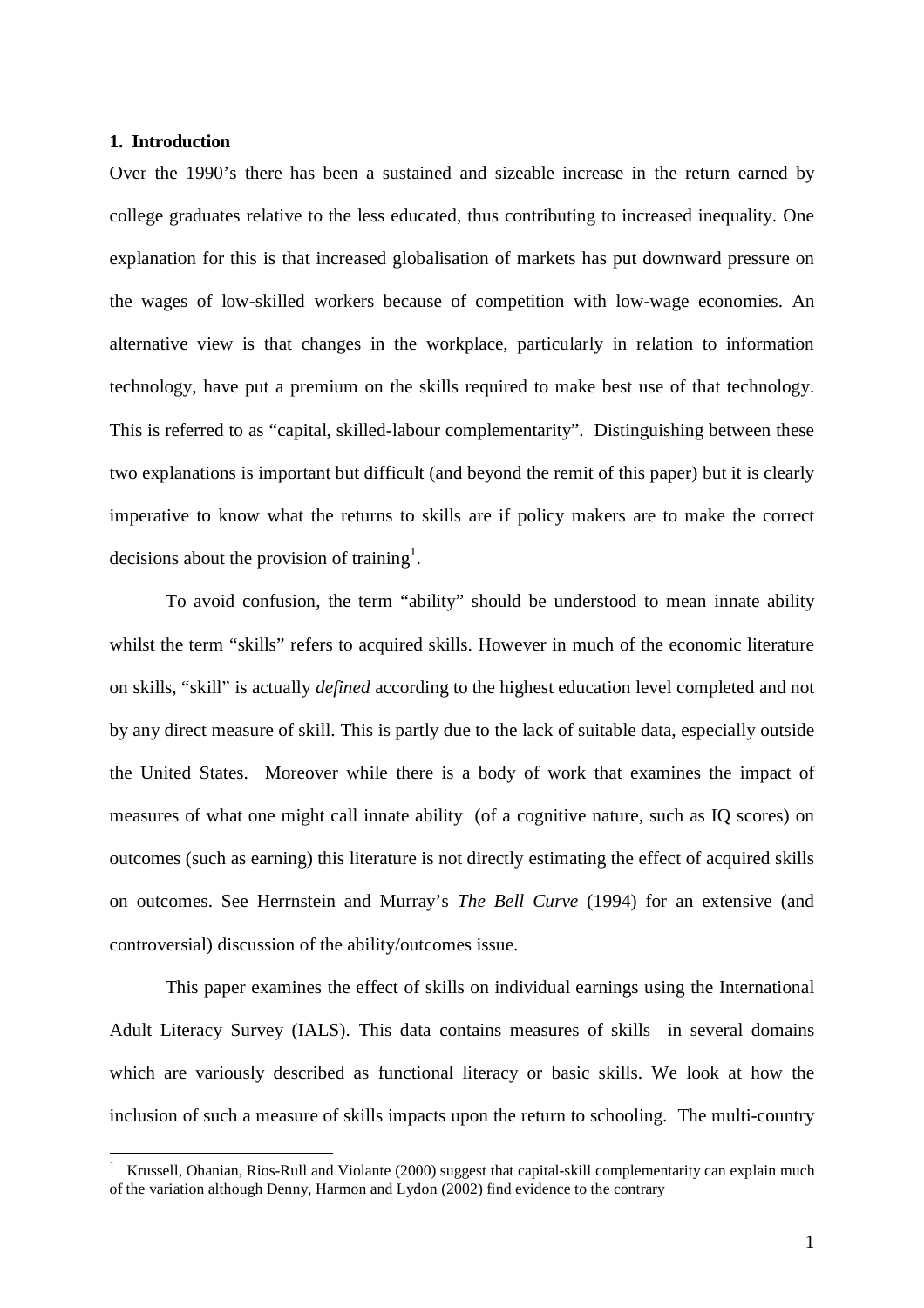## 1. Introduction

Over the 1990's there has been a sustained and sizeable increase in the return earned by college graduates relative to the less educated, thus contributing to increased inequality. One explanation for this is that increased globalisation of markets has put downward pressure on the wages of low-skilled workers because of competition with low-wage economies. An alternative view is that changes in the workplace, particularly in relation to information technology, have put a premium on the skills required to make best use of that technology. This is referred to as "capital, skilled-labour complementarity". Distinguishing between these two explanations is important but difficult (and beyond the remit of this paper) but it is clearly imperative to know what the returns to skills are if policy makers are to make the correct decisions about the provision of training[1].

To avoid confusion, the term "ability" should be understood to mean innate ability whilst the term "skills" refers to acquired skills. However in much of the economic literature on skills, "skill" is actually *defined* according to the highest education level completed and not by any direct measure of skill. This is partly due to the lack of suitable data, especially outside the United States. Moreover while there is a body of work that examines the impact of measures of what one might call innate ability (of a cognitive nature, such as IQ scores) on outcomes (such as earning) this literature is not directly estimating the effect of acquired skills on outcomes. See Herrnstein and Murray's *The Bell Curve* (1994) for an extensive (and controversial) discussion of the ability/outcomes issue.

This paper examines the effect of skills on individual earnings using the International Adult Literacy Survey (IALS). This data contains measures of skills in several domains which are variously described as functional literacy or basic skills. We look at how the inclusion of such a measure of skills impacts upon the return to schooling. The multi-country

---

[1] Krussell, Ohanian, Rios-Rull and Violante (2000) suggest that capital-skill complementarity can explain much of the variation although Denny, Harmon and Lydon (2002) find evidence to the contrary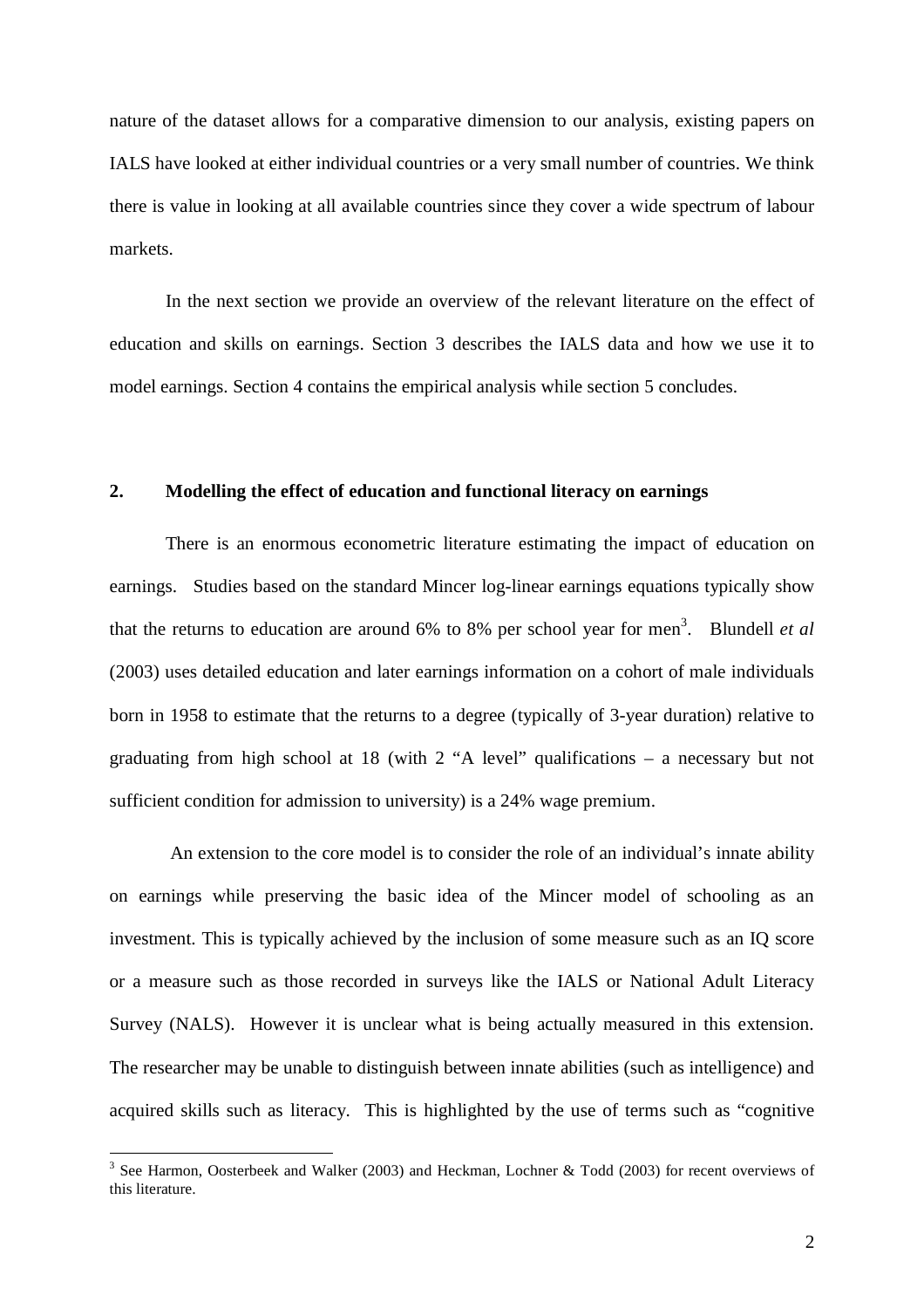nature of the dataset allows for a comparative dimension to our analysis, existing papers on IALS have looked at either individual countries or a very small number of countries. We think there is value in looking at all available countries since they cover a wide spectrum of labour markets.

In the next section we provide an overview of the relevant literature on the effect of education and skills on earnings. Section 3 describes the IALS data and how we use it to model earnings. Section 4 contains the empirical analysis while section 5 concludes.

## 2. Modelling the effect of education and functional literacy on earnings

There is an enormous econometric literature estimating the impact of education on earnings. Studies based on the standard Mincer log-linear earnings equations typically show that the returns to education are around 6% to 8% per school year for men[3]. Blundell *et al* (2003) uses detailed education and later earnings information on a cohort of male individuals born in 1958 to estimate that the returns to a degree (typically of 3-year duration) relative to graduating from high school at 18 (with 2 "A level" qualifications – a necessary but not sufficient condition for admission to university) is a 24% wage premium.

An extension to the core model is to consider the role of an individual's innate ability on earnings while preserving the basic idea of the Mincer model of schooling as an investment. This is typically achieved by the inclusion of some measure such as an IQ score or a measure such as those recorded in surveys like the IALS or National Adult Literacy Survey (NALS). However it is unclear what is being actually measured in this extension. The researcher may be unable to distinguish between innate abilities (such as intelligence) and acquired skills such as literacy. This is highlighted by the use of terms such as "cognitive

[3] See Harmon, Oosterbeek and Walker (2003) and Heckman, Lochner & Todd (2003) for recent overviews of this literature.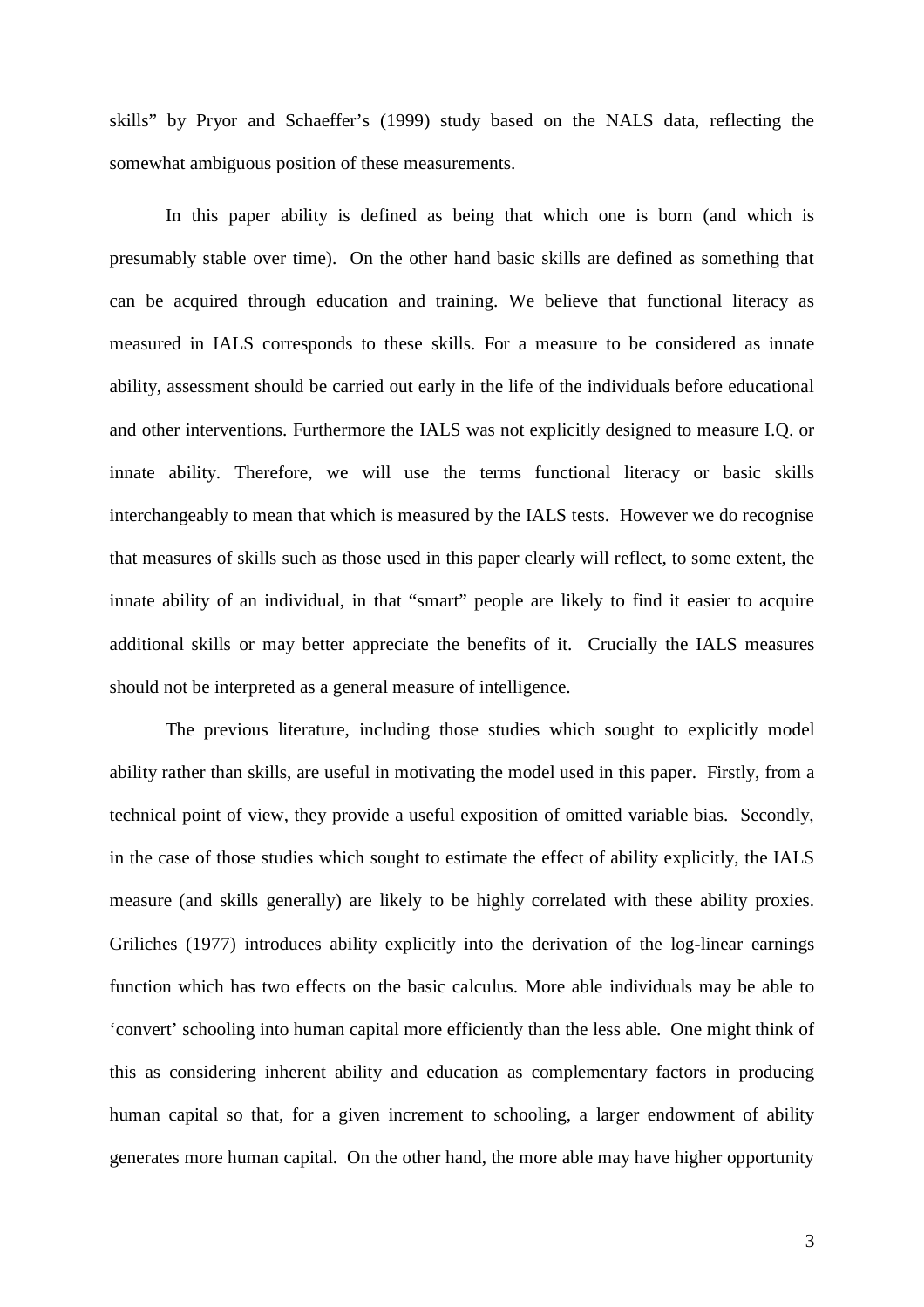skills" by Pryor and Schaeffer's (1999) study based on the NALS data, reflecting the somewhat ambiguous position of these measurements.

In this paper ability is defined as being that which one is born (and which is presumably stable over time). On the other hand basic skills are defined as something that can be acquired through education and training. We believe that functional literacy as measured in IALS corresponds to these skills. For a measure to be considered as innate ability, assessment should be carried out early in the life of the individuals before educational and other interventions. Furthermore the IALS was not explicitly designed to measure I.Q. or innate ability. Therefore, we will use the terms functional literacy or basic skills interchangeably to mean that which is measured by the IALS tests. However we do recognise that measures of skills such as those used in this paper clearly will reflect, to some extent, the innate ability of an individual, in that "smart" people are likely to find it easier to acquire additional skills or may better appreciate the benefits of it. Crucially the IALS measures should not be interpreted as a general measure of intelligence.

The previous literature, including those studies which sought to explicitly model ability rather than skills, are useful in motivating the model used in this paper. Firstly, from a technical point of view, they provide a useful exposition of omitted variable bias. Secondly, in the case of those studies which sought to estimate the effect of ability explicitly, the IALS measure (and skills generally) are likely to be highly correlated with these ability proxies. Griliches (1977) introduces ability explicitly into the derivation of the log-linear earnings function which has two effects on the basic calculus. More able individuals may be able to 'convert' schooling into human capital more efficiently than the less able. One might think of this as considering inherent ability and education as complementary factors in producing human capital so that, for a given increment to schooling, a larger endowment of ability generates more human capital. On the other hand, the more able may have higher opportunity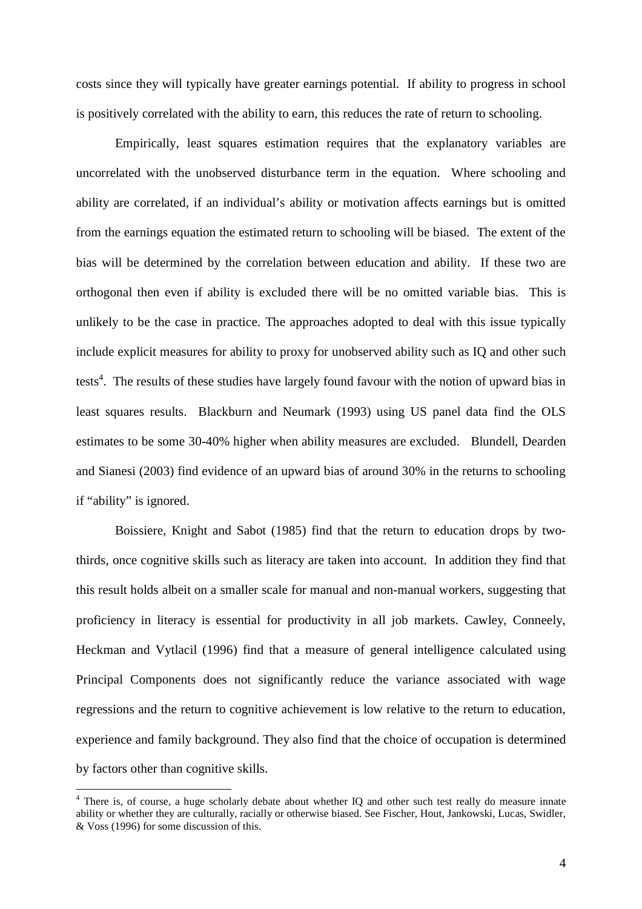costs since they will typically have greater earnings potential. If ability to progress in school is positively correlated with the ability to earn, this reduces the rate of return to schooling.

Empirically, least squares estimation requires that the explanatory variables are uncorrelated with the unobserved disturbance term in the equation. Where schooling and ability are correlated, if an individual's ability or motivation affects earnings but is omitted from the earnings equation the estimated return to schooling will be biased. The extent of the bias will be determined by the correlation between education and ability. If these two are orthogonal then even if ability is excluded there will be no omitted variable bias. This is unlikely to be the case in practice. The approaches adopted to deal with this issue typically include explicit measures for ability to proxy for unobserved ability such as IQ and other such tests[4]. The results of these studies have largely found favour with the notion of upward bias in least squares results. Blackburn and Neumark (1993) using US panel data find the OLS estimates to be some 30-40% higher when ability measures are excluded. Blundell, Dearden and Sianesi (2003) find evidence of an upward bias of around 30% in the returns to schooling if "ability" is ignored.

Boissiere, Knight and Sabot (1985) find that the return to education drops by two-thirds, once cognitive skills such as literacy are taken into account. In addition they find that this result holds albeit on a smaller scale for manual and non-manual workers, suggesting that proficiency in literacy is essential for productivity in all job markets. Cawley, Conneely, Heckman and Vytlacil (1996) find that a measure of general intelligence calculated using Principal Components does not significantly reduce the variance associated with wage regressions and the return to cognitive achievement is low relative to the return to education, experience and family background. They also find that the choice of occupation is determined by factors other than cognitive skills.

[4] There is, of course, a huge scholarly debate about whether IQ and other such test really do measure innate ability or whether they are culturally, racially or otherwise biased. See Fischer, Hout, Jankowski, Lucas, Swidler, & Voss (1996) for some discussion of this.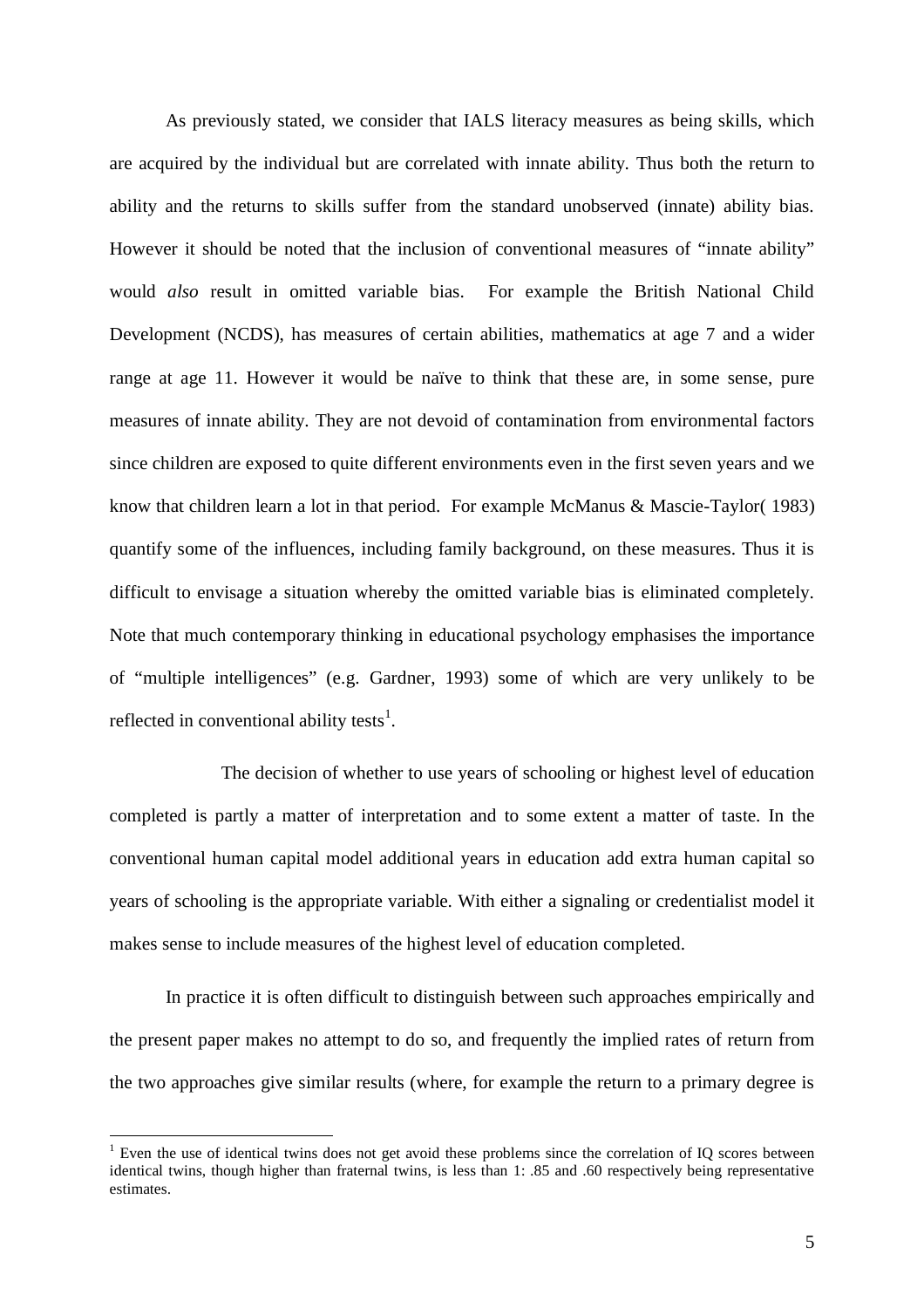As previously stated, we consider that IALS literacy measures as being skills, which are acquired by the individual but are correlated with innate ability. Thus both the return to ability and the returns to skills suffer from the standard unobserved (innate) ability bias. However it should be noted that the inclusion of conventional measures of "innate ability" would *also* result in omitted variable bias. For example the British National Child Development (NCDS), has measures of certain abilities, mathematics at age 7 and a wider range at age 11. However it would be naïve to think that these are, in some sense, pure measures of innate ability. They are not devoid of contamination from environmental factors since children are exposed to quite different environments even in the first seven years and we know that children learn a lot in that period. For example McManus & Mascie-Taylor( 1983) quantify some of the influences, including family background, on these measures. Thus it is difficult to envisage a situation whereby the omitted variable bias is eliminated completely. Note that much contemporary thinking in educational psychology emphasises the importance of "multiple intelligences" (e.g. Gardner, 1993) some of which are very unlikely to be reflected in conventional ability tests[1].

The decision of whether to use years of schooling or highest level of education completed is partly a matter of interpretation and to some extent a matter of taste. In the conventional human capital model additional years in education add extra human capital so years of schooling is the appropriate variable. With either a signaling or credentialist model it makes sense to include measures of the highest level of education completed.

In practice it is often difficult to distinguish between such approaches empirically and the present paper makes no attempt to do so, and frequently the implied rates of return from the two approaches give similar results (where, for example the return to a primary degree is

[1] Even the use of identical twins does not get avoid these problems since the correlation of IQ scores between identical twins, though higher than fraternal twins, is less than 1: .85 and .60 respectively being representative estimates.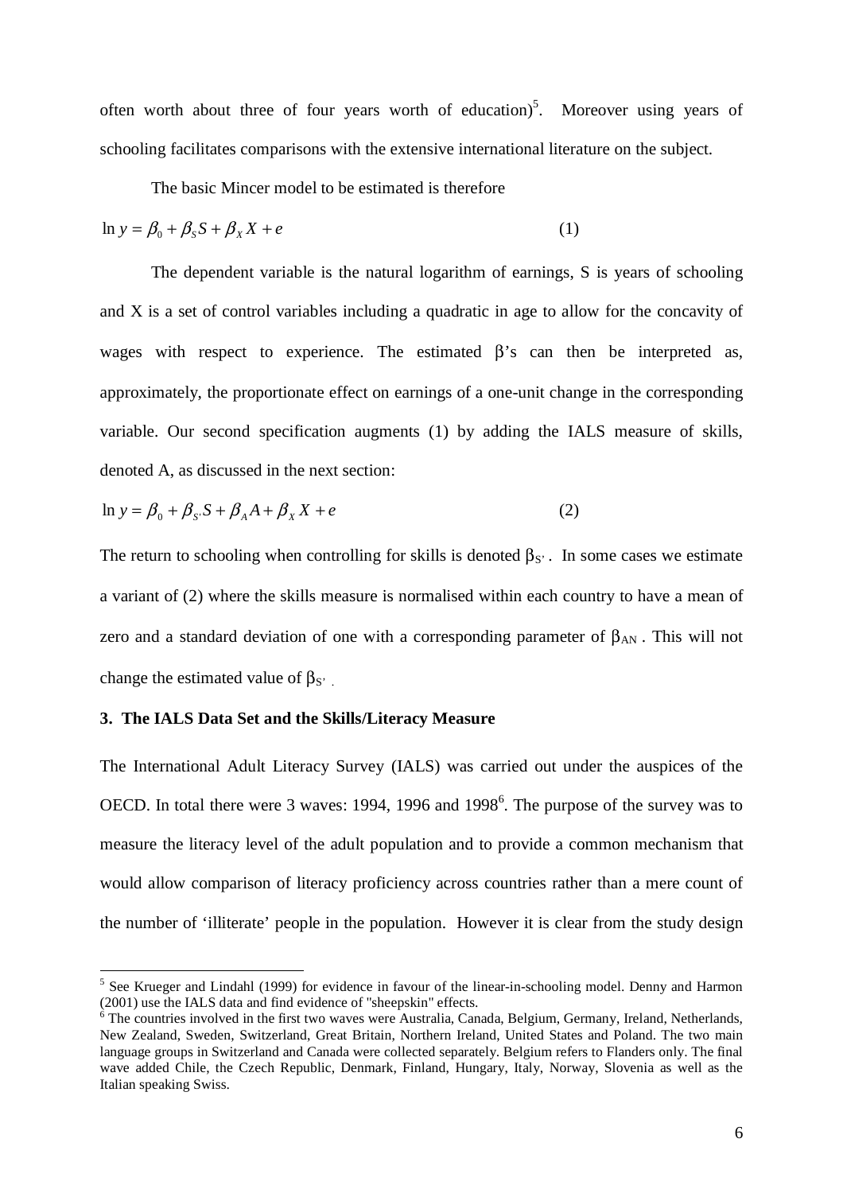often worth about three of four years worth of education)[5]. Moreover using years of schooling facilitates comparisons with the extensive international literature on the subject.

The basic Mincer model to be estimated is therefore

$$\ln y = \beta_0 + \beta_S S + \beta_X X + e \qquad (1)$$

The dependent variable is the natural logarithm of earnings, S is years of schooling and X is a set of control variables including a quadratic in age to allow for the concavity of wages with respect to experience. The estimated $\beta$'s can then be interpreted as, approximately, the proportionate effect on earnings of a one-unit change in the corresponding variable. Our second specification augments (1) by adding the IALS measure of skills, denoted A, as discussed in the next section:

$$\ln y = \beta_0 + \beta_{S'} S + \beta_A A + \beta_X X + e \qquad (2)$$

The return to schooling when controlling for skills is denoted $\beta_{S'}$. In some cases we estimate a variant of (2) where the skills measure is normalised within each country to have a mean of zero and a standard deviation of one with a corresponding parameter of $\beta_{AN}$. This will not change the estimated value of $\beta_{S'}$.

### 3. The IALS Data Set and the Skills/Literacy Measure

The International Adult Literacy Survey (IALS) was carried out under the auspices of the OECD. In total there were 3 waves: 1994, 1996 and 1998[6]. The purpose of the survey was to measure the literacy level of the adult population and to provide a common mechanism that would allow comparison of literacy proficiency across countries rather than a mere count of the number of 'illiterate' people in the population. However it is clear from the study design

---

[5] See Krueger and Lindahl (1999) for evidence in favour of the linear-in-schooling model. Denny and Harmon (2001) use the IALS data and find evidence of "sheepskin" effects.

[6] The countries involved in the first two waves were Australia, Canada, Belgium, Germany, Ireland, Netherlands, New Zealand, Sweden, Switzerland, Great Britain, Northern Ireland, United States and Poland. The two main language groups in Switzerland and Canada were collected separately. Belgium refers to Flanders only. The final wave added Chile, the Czech Republic, Denmark, Finland, Hungary, Italy, Norway, Slovenia as well as the Italian speaking Swiss.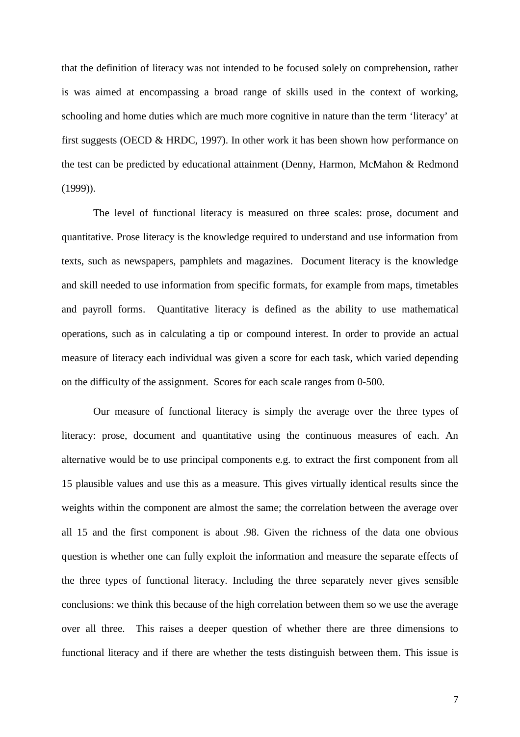that the definition of literacy was not intended to be focused solely on comprehension, rather is was aimed at encompassing a broad range of skills used in the context of working, schooling and home duties which are much more cognitive in nature than the term 'literacy' at first suggests (OECD & HRDC, 1997). In other work it has been shown how performance on the test can be predicted by educational attainment (Denny, Harmon, McMahon & Redmond (1999)).

The level of functional literacy is measured on three scales: prose, document and quantitative. Prose literacy is the knowledge required to understand and use information from texts, such as newspapers, pamphlets and magazines. Document literacy is the knowledge and skill needed to use information from specific formats, for example from maps, timetables and payroll forms. Quantitative literacy is defined as the ability to use mathematical operations, such as in calculating a tip or compound interest. In order to provide an actual measure of literacy each individual was given a score for each task, which varied depending on the difficulty of the assignment. Scores for each scale ranges from 0-500.

Our measure of functional literacy is simply the average over the three types of literacy: prose, document and quantitative using the continuous measures of each. An alternative would be to use principal components e.g. to extract the first component from all 15 plausible values and use this as a measure. This gives virtually identical results since the weights within the component are almost the same; the correlation between the average over all 15 and the first component is about .98. Given the richness of the data one obvious question is whether one can fully exploit the information and measure the separate effects of the three types of functional literacy. Including the three separately never gives sensible conclusions: we think this because of the high correlation between them so we use the average over all three. This raises a deeper question of whether there are three dimensions to functional literacy and if there are whether the tests distinguish between them. This issue is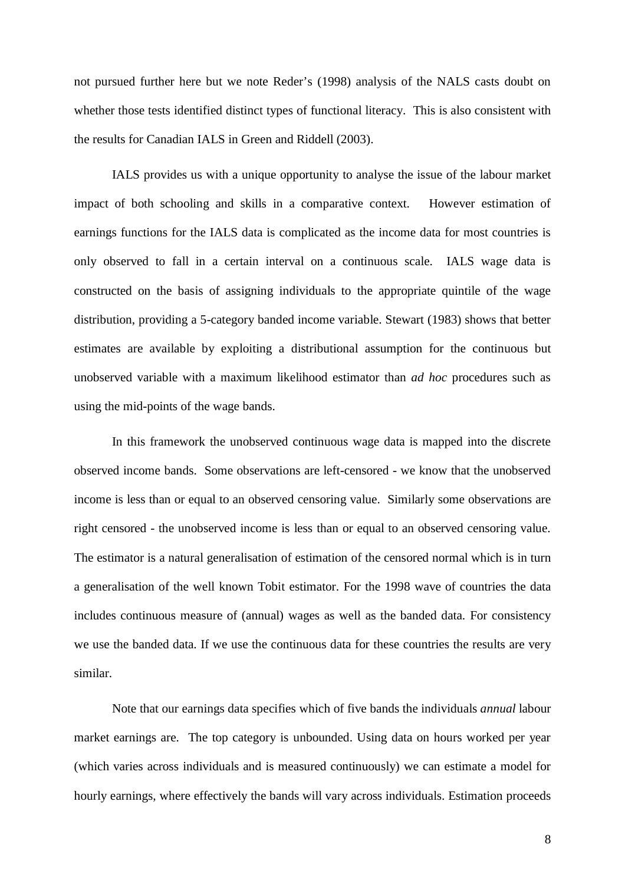not pursued further here but we note Reder's (1998) analysis of the NALS casts doubt on whether those tests identified distinct types of functional literacy. This is also consistent with the results for Canadian IALS in Green and Riddell (2003).

IALS provides us with a unique opportunity to analyse the issue of the labour market impact of both schooling and skills in a comparative context. However estimation of earnings functions for the IALS data is complicated as the income data for most countries is only observed to fall in a certain interval on a continuous scale. IALS wage data is constructed on the basis of assigning individuals to the appropriate quintile of the wage distribution, providing a 5-category banded income variable. Stewart (1983) shows that better estimates are available by exploiting a distributional assumption for the continuous but unobserved variable with a maximum likelihood estimator than *ad hoc* procedures such as using the mid-points of the wage bands.

In this framework the unobserved continuous wage data is mapped into the discrete observed income bands. Some observations are left-censored - we know that the unobserved income is less than or equal to an observed censoring value. Similarly some observations are right censored - the unobserved income is less than or equal to an observed censoring value. The estimator is a natural generalisation of estimation of the censored normal which is in turn a generalisation of the well known Tobit estimator. For the 1998 wave of countries the data includes continuous measure of (annual) wages as well as the banded data. For consistency we use the banded data. If we use the continuous data for these countries the results are very similar.

Note that our earnings data specifies which of five bands the individuals *annual* labour market earnings are. The top category is unbounded. Using data on hours worked per year (which varies across individuals and is measured continuously) we can estimate a model for hourly earnings, where effectively the bands will vary across individuals. Estimation proceeds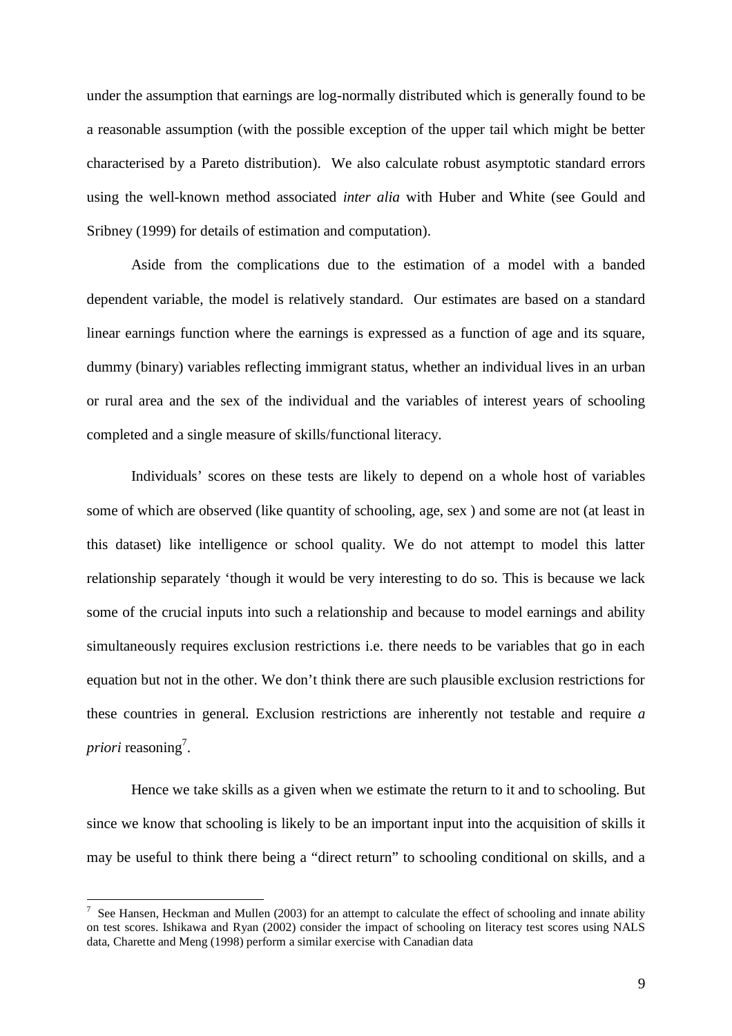under the assumption that earnings are log-normally distributed which is generally found to be a reasonable assumption (with the possible exception of the upper tail which might be better characterised by a Pareto distribution). We also calculate robust asymptotic standard errors using the well-known method associated *inter alia* with Huber and White (see Gould and Sribney (1999) for details of estimation and computation).

Aside from the complications due to the estimation of a model with a banded dependent variable, the model is relatively standard. Our estimates are based on a standard linear earnings function where the earnings is expressed as a function of age and its square, dummy (binary) variables reflecting immigrant status, whether an individual lives in an urban or rural area and the sex of the individual and the variables of interest years of schooling completed and a single measure of skills/functional literacy.

Individuals' scores on these tests are likely to depend on a whole host of variables some of which are observed (like quantity of schooling, age, sex ) and some are not (at least in this dataset) like intelligence or school quality. We do not attempt to model this latter relationship separately 'though it would be very interesting to do so. This is because we lack some of the crucial inputs into such a relationship and because to model earnings and ability simultaneously requires exclusion restrictions i.e. there needs to be variables that go in each equation but not in the other. We don't think there are such plausible exclusion restrictions for these countries in general. Exclusion restrictions are inherently not testable and require *a priori* reasoning[7].

Hence we take skills as a given when we estimate the return to it and to schooling. But since we know that schooling is likely to be an important input into the acquisition of skills it may be useful to think there being a "direct return" to schooling conditional on skills, and a

[7] See Hansen, Heckman and Mullen (2003) for an attempt to calculate the effect of schooling and innate ability on test scores. Ishikawa and Ryan (2002) consider the impact of schooling on literacy test scores using NALS data, Charette and Meng (1998) perform a similar exercise with Canadian data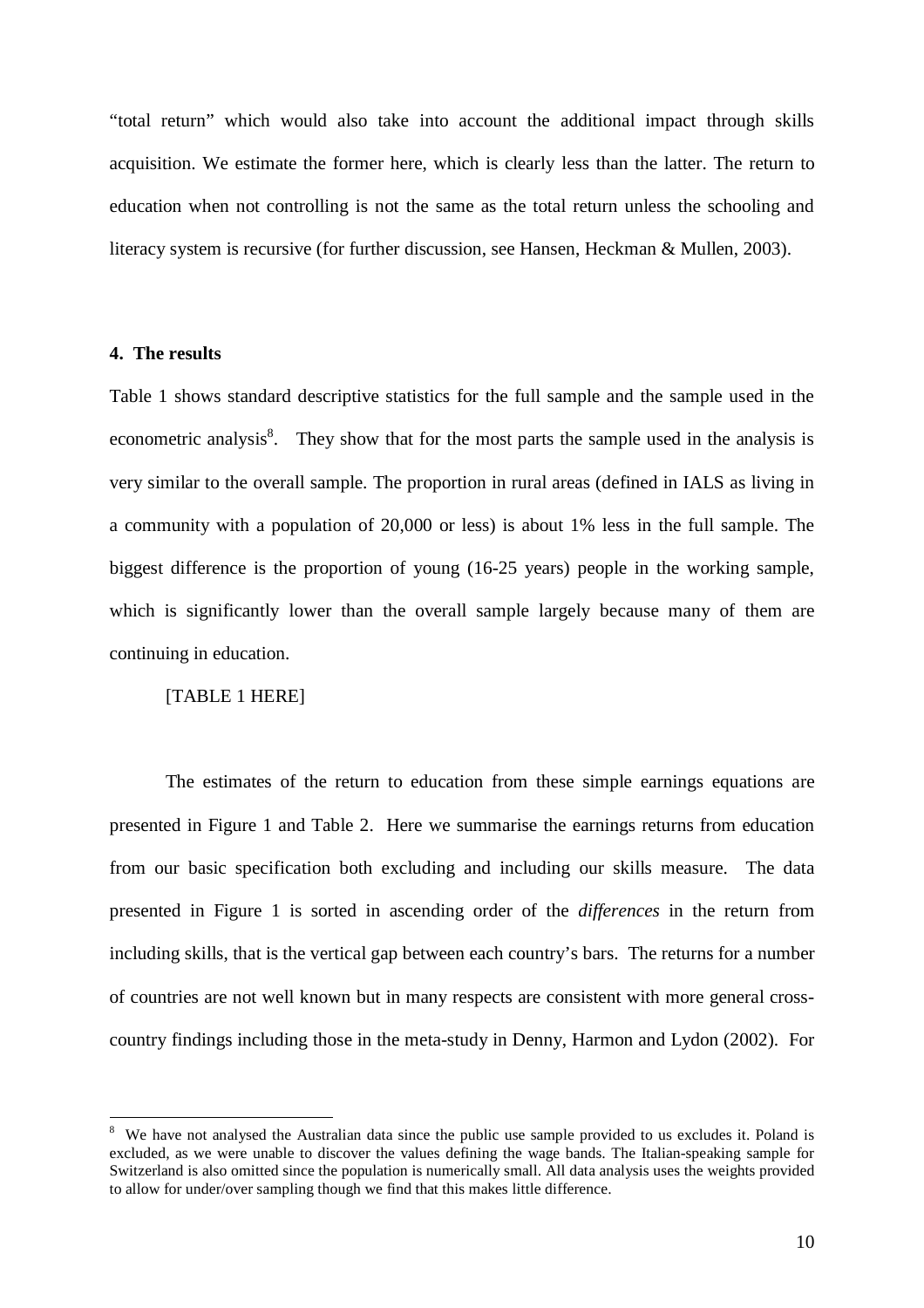"total return" which would also take into account the additional impact through skills acquisition. We estimate the former here, which is clearly less than the latter. The return to education when not controlling is not the same as the total return unless the schooling and literacy system is recursive (for further discussion, see Hansen, Heckman & Mullen, 2003).

## 4. The results

Table 1 shows standard descriptive statistics for the full sample and the sample used in the econometric analysis[8]. They show that for the most parts the sample used in the analysis is very similar to the overall sample. The proportion in rural areas (defined in IALS as living in a community with a population of 20,000 or less) is about 1% less in the full sample. The biggest difference is the proportion of young (16-25 years) people in the working sample, which is significantly lower than the overall sample largely because many of them are continuing in education.

[TABLE 1 HERE]

The estimates of the return to education from these simple earnings equations are presented in Figure 1 and Table 2. Here we summarise the earnings returns from education from our basic specification both excluding and including our skills measure. The data presented in Figure 1 is sorted in ascending order of the *differences* in the return from including skills, that is the vertical gap between each country's bars. The returns for a number of countries are not well known but in many respects are consistent with more general cross-country findings including those in the meta-study in Denny, Harmon and Lydon (2002). For

---

[8] We have not analysed the Australian data since the public use sample provided to us excludes it. Poland is excluded, as we were unable to discover the values defining the wage bands. The Italian-speaking sample for Switzerland is also omitted since the population is numerically small. All data analysis uses the weights provided to allow for under/over sampling though we find that this makes little difference.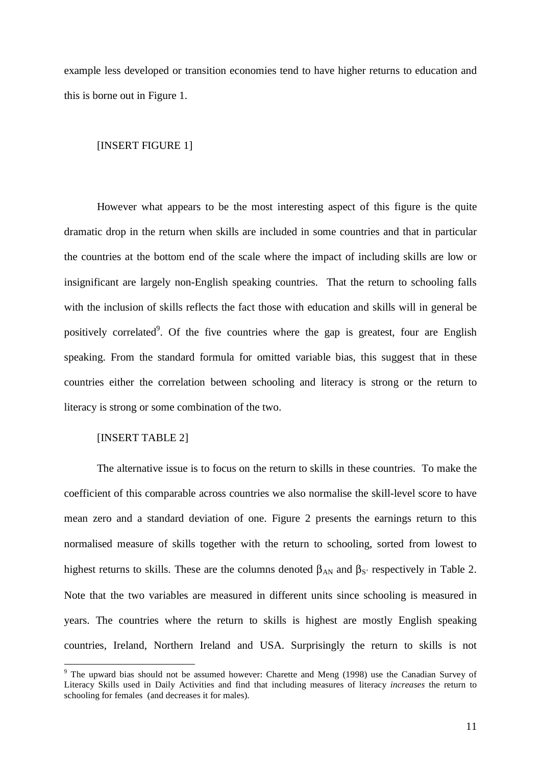example less developed or transition economies tend to have higher returns to education and this is borne out in Figure 1.

[INSERT FIGURE 1]

However what appears to be the most interesting aspect of this figure is the quite dramatic drop in the return when skills are included in some countries and that in particular the countries at the bottom end of the scale where the impact of including skills are low or insignificant are largely non-English speaking countries. That the return to schooling falls with the inclusion of skills reflects the fact those with education and skills will in general be positively correlated[9]. Of the five countries where the gap is greatest, four are English speaking. From the standard formula for omitted variable bias, this suggest that in these countries either the correlation between schooling and literacy is strong or the return to literacy is strong or some combination of the two.

[INSERT TABLE 2]

The alternative issue is to focus on the return to skills in these countries. To make the coefficient of this comparable across countries we also normalise the skill-level score to have mean zero and a standard deviation of one. Figure 2 presents the earnings return to this normalised measure of skills together with the return to schooling, sorted from lowest to highest returns to skills. These are the columns denoted $\beta_{AN}$ and $\beta_{S'}$ respectively in Table 2. Note that the two variables are measured in different units since schooling is measured in years. The countries where the return to skills is highest are mostly English speaking countries, Ireland, Northern Ireland and USA. Surprisingly the return to skills is not

[9] The upward bias should not be assumed however: Charette and Meng (1998) use the Canadian Survey of Literacy Skills used in Daily Activities and find that including measures of literacy *increases* the return to schooling for females (and decreases it for males).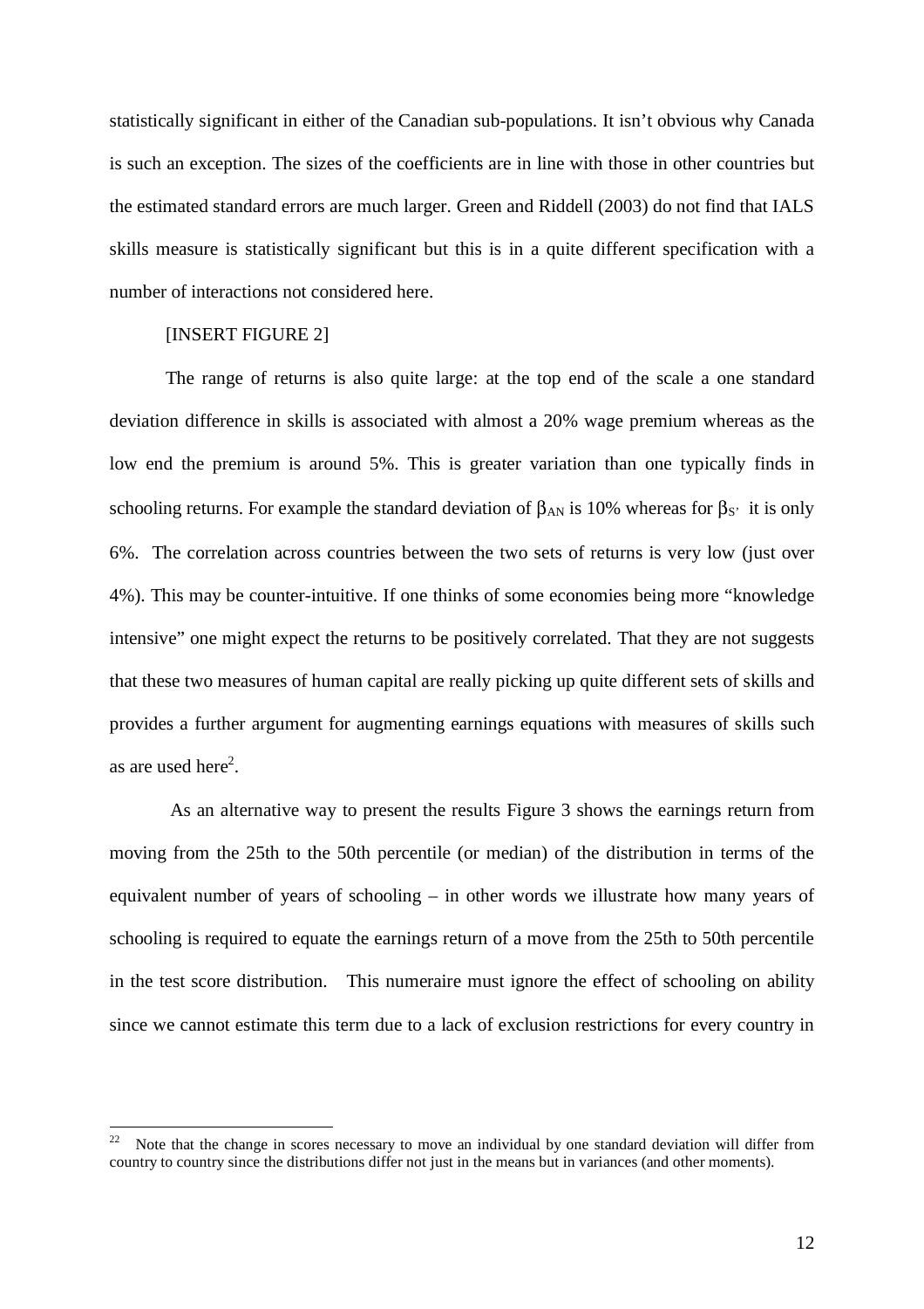statistically significant in either of the Canadian sub-populations. It isn't obvious why Canada is such an exception. The sizes of the coefficients are in line with those in other countries but the estimated standard errors are much larger. Green and Riddell (2003) do not find that IALS skills measure is statistically significant but this is in a quite different specification with a number of interactions not considered here.

[INSERT FIGURE 2]

The range of returns is also quite large: at the top end of the scale a one standard deviation difference in skills is associated with almost a 20% wage premium whereas as the low end the premium is around 5%. This is greater variation than one typically finds in schooling returns. For example the standard deviation of $\beta_{AN}$ is 10% whereas for $\beta_{S'}$ it is only 6%. The correlation across countries between the two sets of returns is very low (just over 4%). This may be counter-intuitive. If one thinks of some economies being more "knowledge intensive" one might expect the returns to be positively correlated. That they are not suggests that these two measures of human capital are really picking up quite different sets of skills and provides a further argument for augmenting earnings equations with measures of skills such as are used here[2].

As an alternative way to present the results Figure 3 shows the earnings return from moving from the 25th to the 50th percentile (or median) of the distribution in terms of the equivalent number of years of schooling – in other words we illustrate how many years of schooling is required to equate the earnings return of a move from the 25th to 50th percentile in the test score distribution. This numeraire must ignore the effect of schooling on ability since we cannot estimate this term due to a lack of exclusion restrictions for every country in

---

[22] Note that the change in scores necessary to move an individual by one standard deviation will differ from country to country since the distributions differ not just in the means but in variances (and other moments).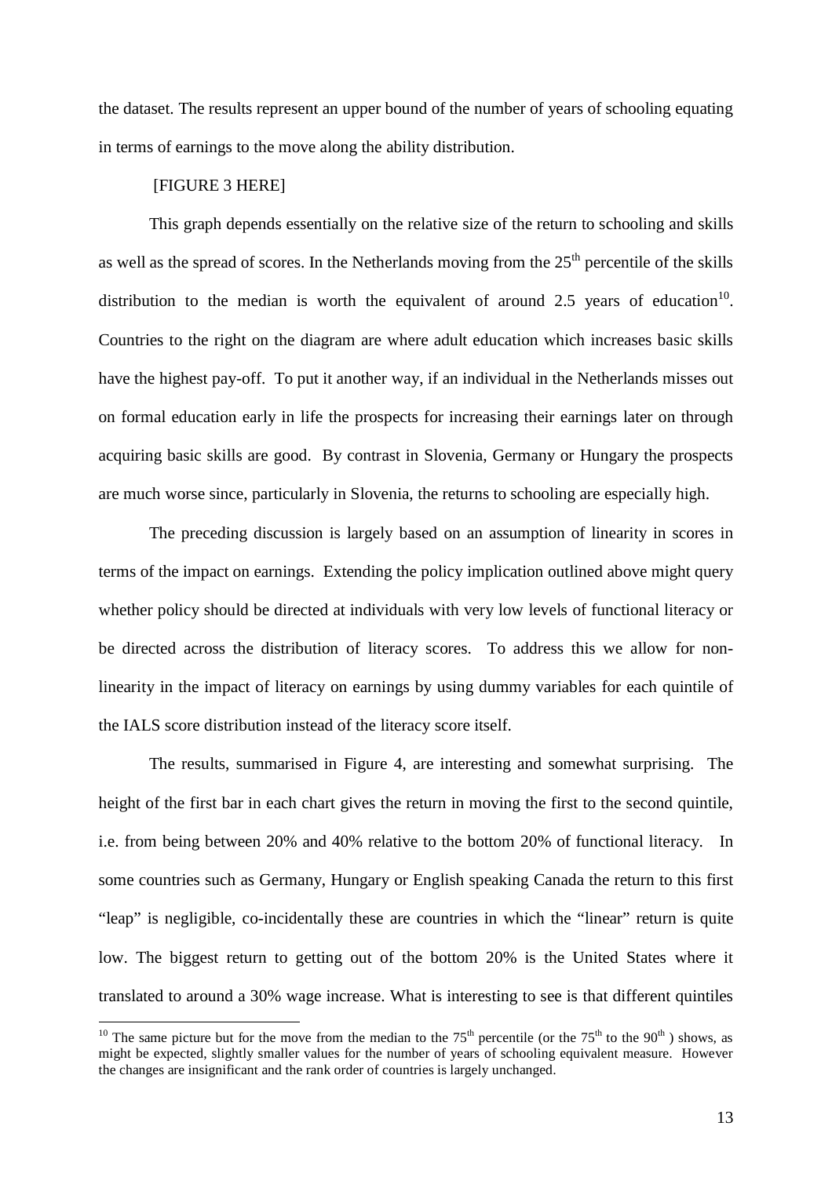the dataset. The results represent an upper bound of the number of years of schooling equating in terms of earnings to the move along the ability distribution.

[FIGURE 3 HERE]

This graph depends essentially on the relative size of the return to schooling and skills as well as the spread of scores. In the Netherlands moving from the 25th percentile of the skills distribution to the median is worth the equivalent of around 2.5 years of education[10]. Countries to the right on the diagram are where adult education which increases basic skills have the highest pay-off. To put it another way, if an individual in the Netherlands misses out on formal education early in life the prospects for increasing their earnings later on through acquiring basic skills are good. By contrast in Slovenia, Germany or Hungary the prospects are much worse since, particularly in Slovenia, the returns to schooling are especially high.

The preceding discussion is largely based on an assumption of linearity in scores in terms of the impact on earnings. Extending the policy implication outlined above might query whether policy should be directed at individuals with very low levels of functional literacy or be directed across the distribution of literacy scores. To address this we allow for non-linearity in the impact of literacy on earnings by using dummy variables for each quintile of the IALS score distribution instead of the literacy score itself.

The results, summarised in Figure 4, are interesting and somewhat surprising. The height of the first bar in each chart gives the return in moving the first to the second quintile, i.e. from being between 20% and 40% relative to the bottom 20% of functional literacy. In some countries such as Germany, Hungary or English speaking Canada the return to this first "leap" is negligible, co-incidentally these are countries in which the "linear" return is quite low. The biggest return to getting out of the bottom 20% is the United States where it translated to around a 30% wage increase. What is interesting to see is that different quintiles

[10] The same picture but for the move from the median to the 75th percentile (or the 75th to the 90th) shows, as might be expected, slightly smaller values for the number of years of schooling equivalent measure. However the changes are insignificant and the rank order of countries is largely unchanged.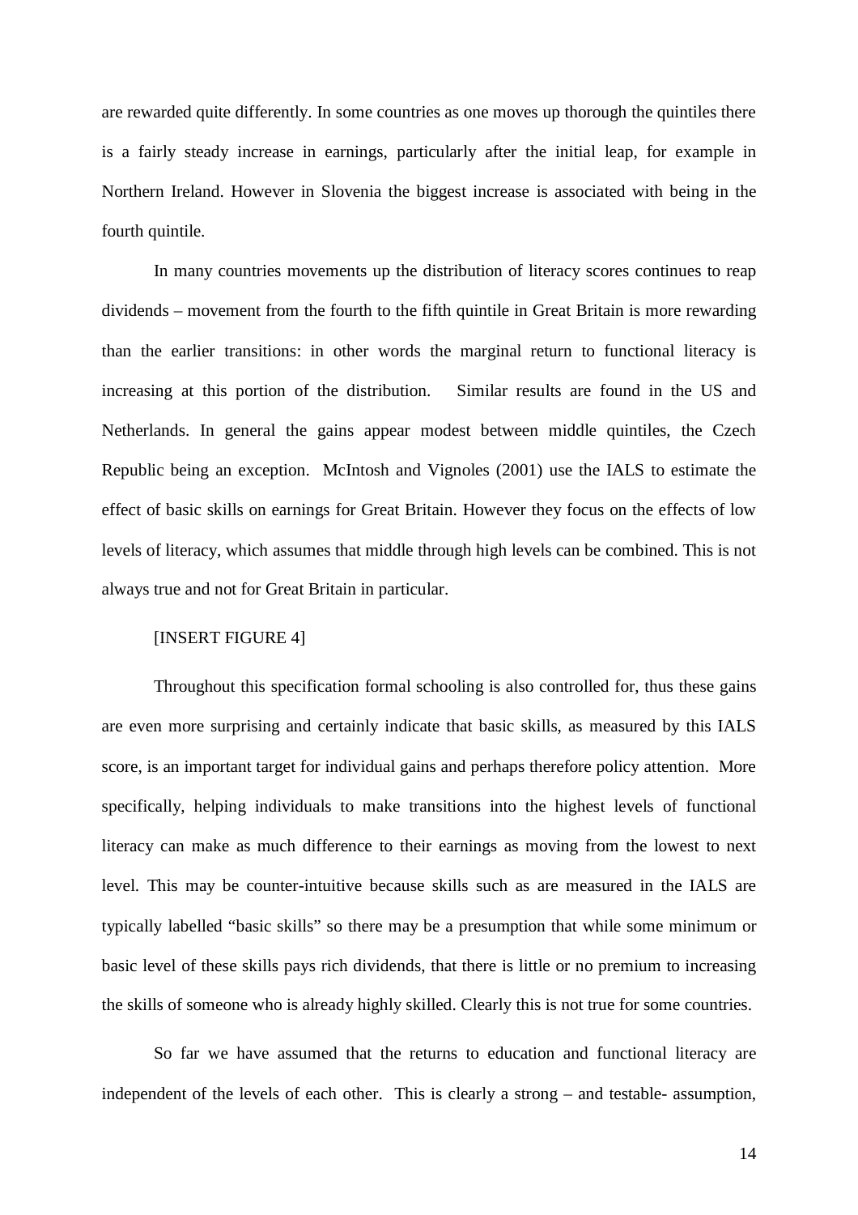are rewarded quite differently. In some countries as one moves up thorough the quintiles there is a fairly steady increase in earnings, particularly after the initial leap, for example in Northern Ireland. However in Slovenia the biggest increase is associated with being in the fourth quintile.

In many countries movements up the distribution of literacy scores continues to reap dividends – movement from the fourth to the fifth quintile in Great Britain is more rewarding than the earlier transitions: in other words the marginal return to functional literacy is increasing at this portion of the distribution. Similar results are found in the US and Netherlands. In general the gains appear modest between middle quintiles, the Czech Republic being an exception. McIntosh and Vignoles (2001) use the IALS to estimate the effect of basic skills on earnings for Great Britain. However they focus on the effects of low levels of literacy, which assumes that middle through high levels can be combined. This is not always true and not for Great Britain in particular.

[INSERT FIGURE 4]

Throughout this specification formal schooling is also controlled for, thus these gains are even more surprising and certainly indicate that basic skills, as measured by this IALS score, is an important target for individual gains and perhaps therefore policy attention. More specifically, helping individuals to make transitions into the highest levels of functional literacy can make as much difference to their earnings as moving from the lowest to next level. This may be counter-intuitive because skills such as are measured in the IALS are typically labelled "basic skills" so there may be a presumption that while some minimum or basic level of these skills pays rich dividends, that there is little or no premium to increasing the skills of someone who is already highly skilled. Clearly this is not true for some countries.

So far we have assumed that the returns to education and functional literacy are independent of the levels of each other. This is clearly a strong – and testable- assumption,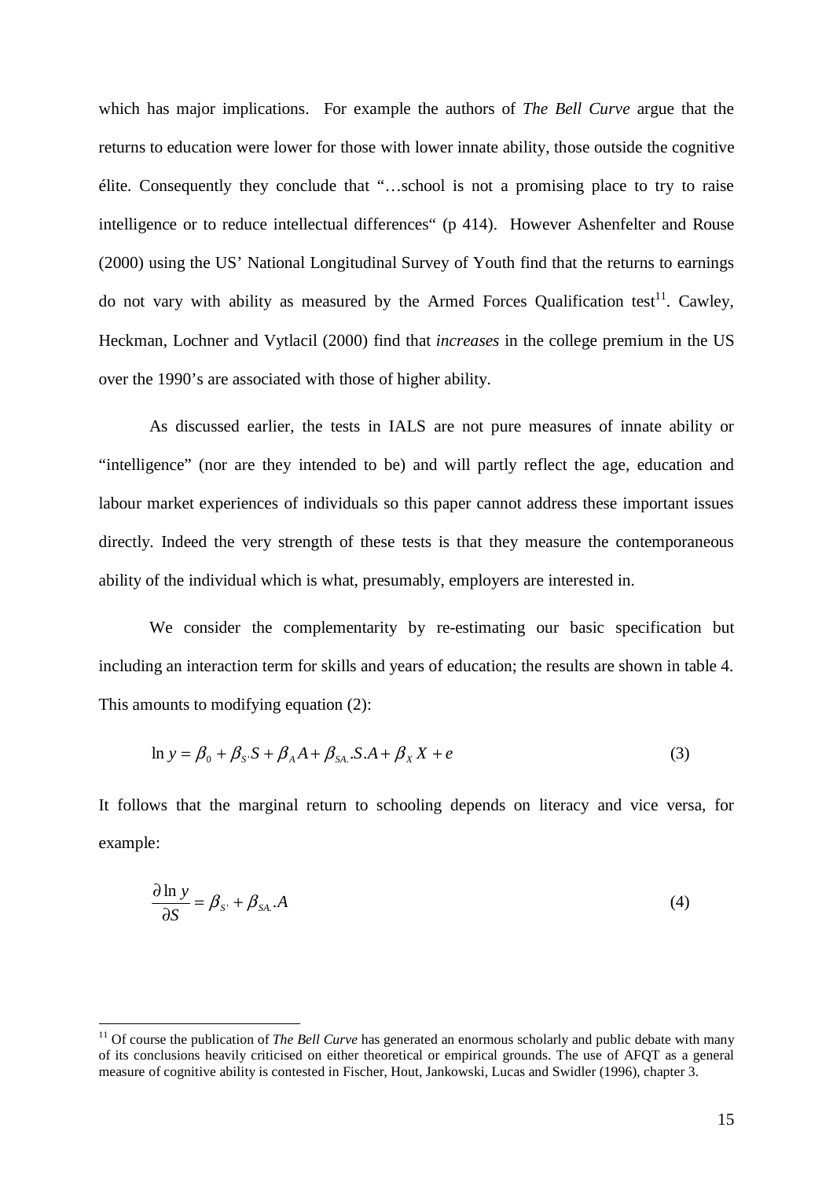which has major implications. For example the authors of *The Bell Curve* argue that the returns to education were lower for those with lower innate ability, those outside the cognitive élite. Consequently they conclude that "…school is not a promising place to try to raise intelligence or to reduce intellectual differences" (p 414). However Ashenfelter and Rouse (2000) using the US' National Longitudinal Survey of Youth find that the returns to earnings do not vary with ability as measured by the Armed Forces Qualification test[11]. Cawley, Heckman, Lochner and Vytlacil (2000) find that *increases* in the college premium in the US over the 1990's are associated with those of higher ability.

As discussed earlier, the tests in IALS are not pure measures of innate ability or "intelligence" (nor are they intended to be) and will partly reflect the age, education and labour market experiences of individuals so this paper cannot address these important issues directly. Indeed the very strength of these tests is that they measure the contemporaneous ability of the individual which is what, presumably, employers are interested in.

We consider the complementarity by re-estimating our basic specification but including an interaction term for skills and years of education; the results are shown in table 4. This amounts to modifying equation (2):

$$\ln y = \beta_0 + \beta_{S'} S + \beta_A A + \beta_{SA.} S.A + \beta_X X + e \tag{3}$$

It follows that the marginal return to schooling depends on literacy and vice versa, for example:

$$\frac{\partial \ln y}{\partial S} = \beta_{S'} + \beta_{SA.} .A \tag{4}$$

[11] Of course the publication of *The Bell Curve* has generated an enormous scholarly and public debate with many of its conclusions heavily criticised on either theoretical or empirical grounds. The use of AFQT as a general measure of cognitive ability is contested in Fischer, Hout, Jankowski, Lucas and Swidler (1996), chapter 3.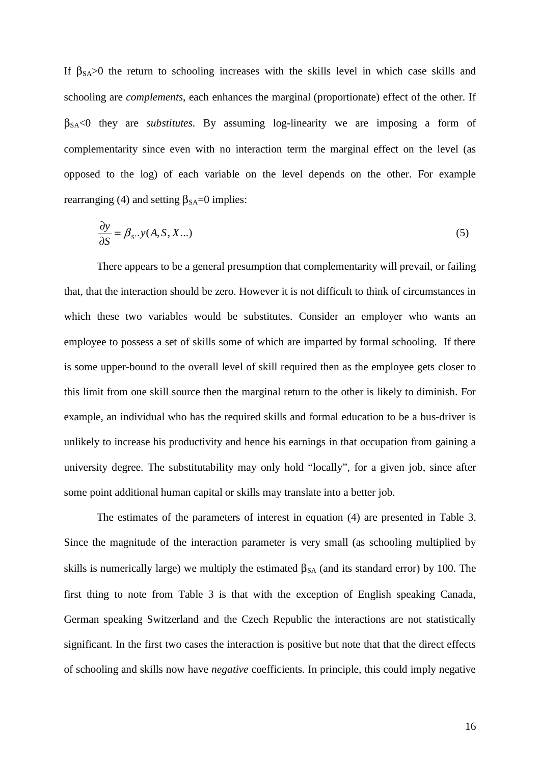If $\beta_{SA}>0$ the return to schooling increases with the skills level in which case skills and schooling are *complements*, each enhances the marginal (proportionate) effect of the other. If $\beta_{SA}<0$ they are *substitutes*. By assuming log-linearity we are imposing a form of complementarity since even with no interaction term the marginal effect on the level (as opposed to the log) of each variable on the level depends on the other. For example rearranging (4) and setting $\beta_{SA}=0$ implies:

$$\frac{\partial y}{\partial S} = \beta_{S'}.y(A, S, X...) \tag{5}$$

There appears to be a general presumption that complementarity will prevail, or failing that, that the interaction should be zero. However it is not difficult to think of circumstances in which these two variables would be substitutes. Consider an employer who wants an employee to possess a set of skills some of which are imparted by formal schooling. If there is some upper-bound to the overall level of skill required then as the employee gets closer to this limit from one skill source then the marginal return to the other is likely to diminish. For example, an individual who has the required skills and formal education to be a bus-driver is unlikely to increase his productivity and hence his earnings in that occupation from gaining a university degree. The substitutability may only hold "locally", for a given job, since after some point additional human capital or skills may translate into a better job.

The estimates of the parameters of interest in equation (4) are presented in Table 3. Since the magnitude of the interaction parameter is very small (as schooling multiplied by skills is numerically large) we multiply the estimated $\beta_{SA}$ (and its standard error) by 100. The first thing to note from Table 3 is that with the exception of English speaking Canada, German speaking Switzerland and the Czech Republic the interactions are not statistically significant. In the first two cases the interaction is positive but note that that the direct effects of schooling and skills now have *negative* coefficients. In principle, this could imply negative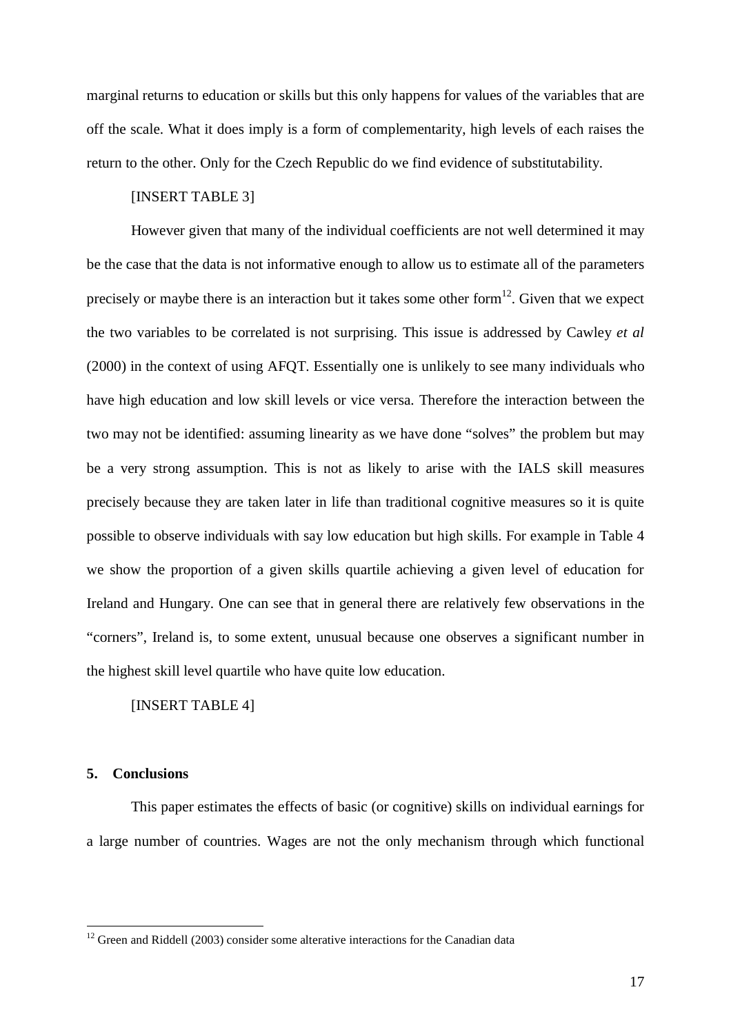marginal returns to education or skills but this only happens for values of the variables that are off the scale. What it does imply is a form of complementarity, high levels of each raises the return to the other. Only for the Czech Republic do we find evidence of substitutability.

[INSERT TABLE 3]

However given that many of the individual coefficients are not well determined it may be the case that the data is not informative enough to allow us to estimate all of the parameters precisely or maybe there is an interaction but it takes some other form[12]. Given that we expect the two variables to be correlated is not surprising. This issue is addressed by Cawley *et al* (2000) in the context of using AFQT. Essentially one is unlikely to see many individuals who have high education and low skill levels or vice versa. Therefore the interaction between the two may not be identified: assuming linearity as we have done "solves" the problem but may be a very strong assumption. This is not as likely to arise with the IALS skill measures precisely because they are taken later in life than traditional cognitive measures so it is quite possible to observe individuals with say low education but high skills. For example in Table 4 we show the proportion of a given skills quartile achieving a given level of education for Ireland and Hungary. One can see that in general there are relatively few observations in the "corners", Ireland is, to some extent, unusual because one observes a significant number in the highest skill level quartile who have quite low education.

[INSERT TABLE 4]

## 5. Conclusions

This paper estimates the effects of basic (or cognitive) skills on individual earnings for a large number of countries. Wages are not the only mechanism through which functional

[12] Green and Riddell (2003) consider some alterative interactions for the Canadian data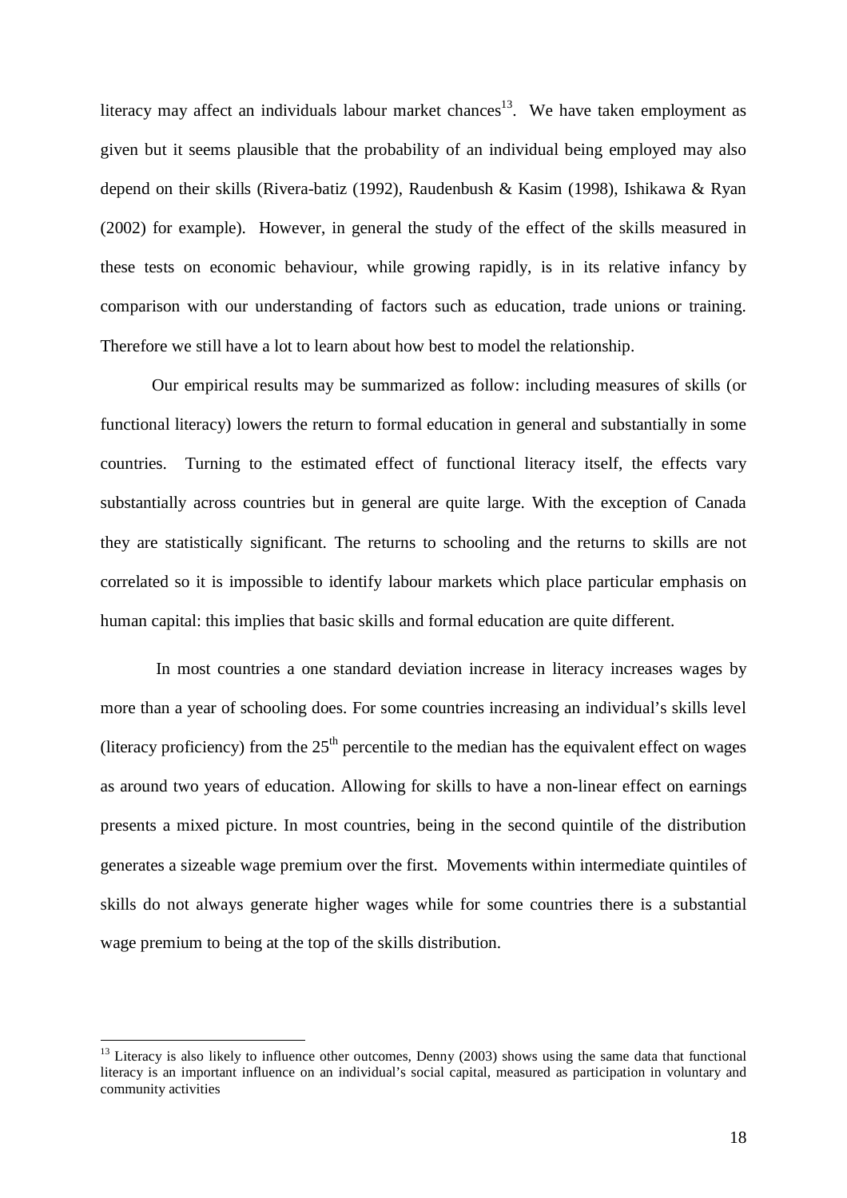literacy may affect an individuals labour market chances[13]. We have taken employment as given but it seems plausible that the probability of an individual being employed may also depend on their skills (Rivera-batiz (1992), Raudenbush & Kasim (1998), Ishikawa & Ryan (2002) for example). However, in general the study of the effect of the skills measured in these tests on economic behaviour, while growing rapidly, is in its relative infancy by comparison with our understanding of factors such as education, trade unions or training. Therefore we still have a lot to learn about how best to model the relationship.

Our empirical results may be summarized as follow: including measures of skills (or functional literacy) lowers the return to formal education in general and substantially in some countries. Turning to the estimated effect of functional literacy itself, the effects vary substantially across countries but in general are quite large. With the exception of Canada they are statistically significant. The returns to schooling and the returns to skills are not correlated so it is impossible to identify labour markets which place particular emphasis on human capital: this implies that basic skills and formal education are quite different.

In most countries a one standard deviation increase in literacy increases wages by more than a year of schooling does. For some countries increasing an individual's skills level (literacy proficiency) from the 25[th] percentile to the median has the equivalent effect on wages as around two years of education. Allowing for skills to have a non-linear effect on earnings presents a mixed picture. In most countries, being in the second quintile of the distribution generates a sizeable wage premium over the first. Movements within intermediate quintiles of skills do not always generate higher wages while for some countries there is a substantial wage premium to being at the top of the skills distribution.

---

[13] Literacy is also likely to influence other outcomes, Denny (2003) shows using the same data that functional literacy is an important influence on an individual's social capital, measured as participation in voluntary and community activities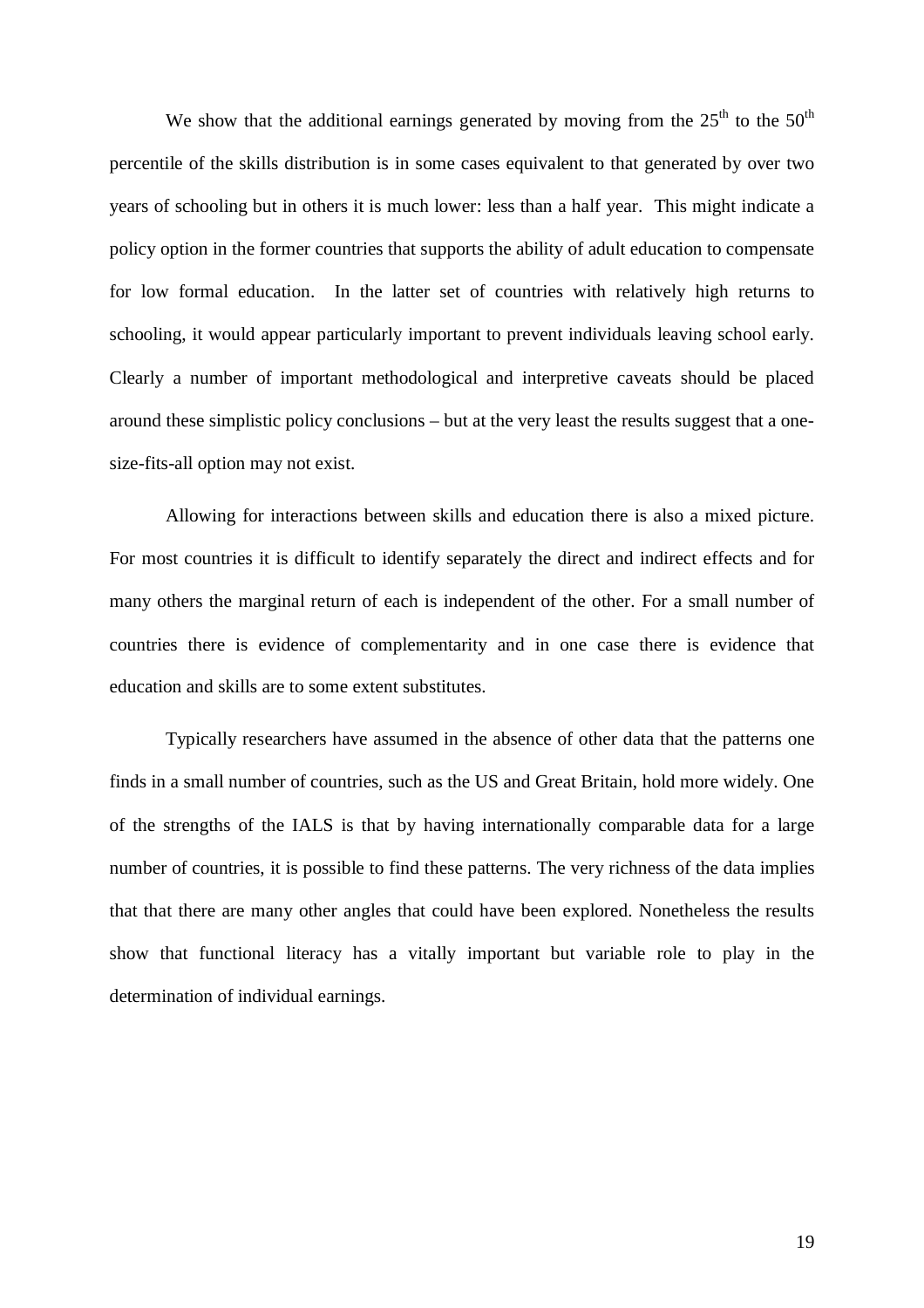We show that the additional earnings generated by moving from the $25^{th}$ to the $50^{th}$ percentile of the skills distribution is in some cases equivalent to that generated by over two years of schooling but in others it is much lower: less than a half year. This might indicate a policy option in the former countries that supports the ability of adult education to compensate for low formal education. In the latter set of countries with relatively high returns to schooling, it would appear particularly important to prevent individuals leaving school early. Clearly a number of important methodological and interpretive caveats should be placed around these simplistic policy conclusions – but at the very least the results suggest that a one-size-fits-all option may not exist.

Allowing for interactions between skills and education there is also a mixed picture. For most countries it is difficult to identify separately the direct and indirect effects and for many others the marginal return of each is independent of the other. For a small number of countries there is evidence of complementarity and in one case there is evidence that education and skills are to some extent substitutes.

Typically researchers have assumed in the absence of other data that the patterns one finds in a small number of countries, such as the US and Great Britain, hold more widely. One of the strengths of the IALS is that by having internationally comparable data for a large number of countries, it is possible to find these patterns. The very richness of the data implies that that there are many other angles that could have been explored. Nonetheless the results show that functional literacy has a vitally important but variable role to play in the determination of individual earnings.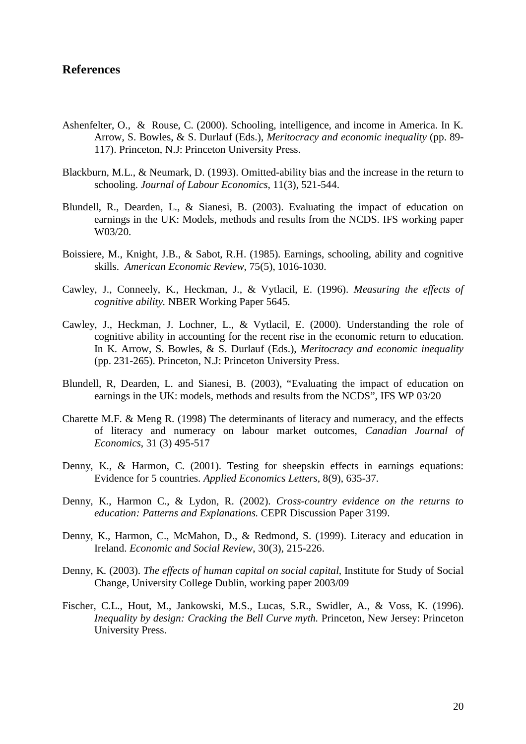## References

Ashenfelter, O., & Rouse, C. (2000). Schooling, intelligence, and income in America. In K. Arrow, S. Bowles, & S. Durlauf (Eds.), *Meritocracy and economic inequality* (pp. 89-117). Princeton, N.J: Princeton University Press.

Blackburn, M.L., & Neumark, D. (1993). Omitted-ability bias and the increase in the return to schooling. *Journal of Labour Economics*, 11(3), 521-544.

Blundell, R., Dearden, L., & Sianesi, B. (2003). Evaluating the impact of education on earnings in the UK: Models, methods and results from the NCDS. IFS working paper W03/20.

Boissiere, M., Knight, J.B., & Sabot, R.H. (1985). Earnings, schooling, ability and cognitive skills. *American Economic Review*, 75(5), 1016-1030.

Cawley, J., Conneely, K., Heckman, J., & Vytlacil, E. (1996). *Measuring the effects of cognitive ability.* NBER Working Paper 5645.

Cawley, J., Heckman, J. Lochner, L., & Vytlacil, E. (2000). Understanding the role of cognitive ability in accounting for the recent rise in the economic return to education. In K. Arrow, S. Bowles, & S. Durlauf (Eds.), *Meritocracy and economic inequality* (pp. 231-265). Princeton, N.J: Princeton University Press.

Blundell, R, Dearden, L. and Sianesi, B. (2003), "Evaluating the impact of education on earnings in the UK: models, methods and results from the NCDS", IFS WP 03/20

Charette M.F. & Meng R. (1998) The determinants of literacy and numeracy, and the effects of literacy and numeracy on labour market outcomes, *Canadian Journal of Economics*, 31 (3) 495-517

Denny, K., & Harmon, C. (2001). Testing for sheepskin effects in earnings equations: Evidence for 5 countries. *Applied Economics Letters*, 8(9), 635-37.

Denny, K., Harmon C., & Lydon, R. (2002). *Cross-country evidence on the returns to education: Patterns and Explanations.* CEPR Discussion Paper 3199.

Denny, K., Harmon, C., McMahon, D., & Redmond, S. (1999). Literacy and education in Ireland. *Economic and Social Review*, 30(3), 215-226.

Denny, K. (2003). *The effects of human capital on social capital*, Institute for Study of Social Change, University College Dublin, working paper 2003/09

Fischer, C.L., Hout, M., Jankowski, M.S., Lucas, S.R., Swidler, A., & Voss, K. (1996). *Inequality by design: Cracking the Bell Curve myth.* Princeton, New Jersey: Princeton University Press.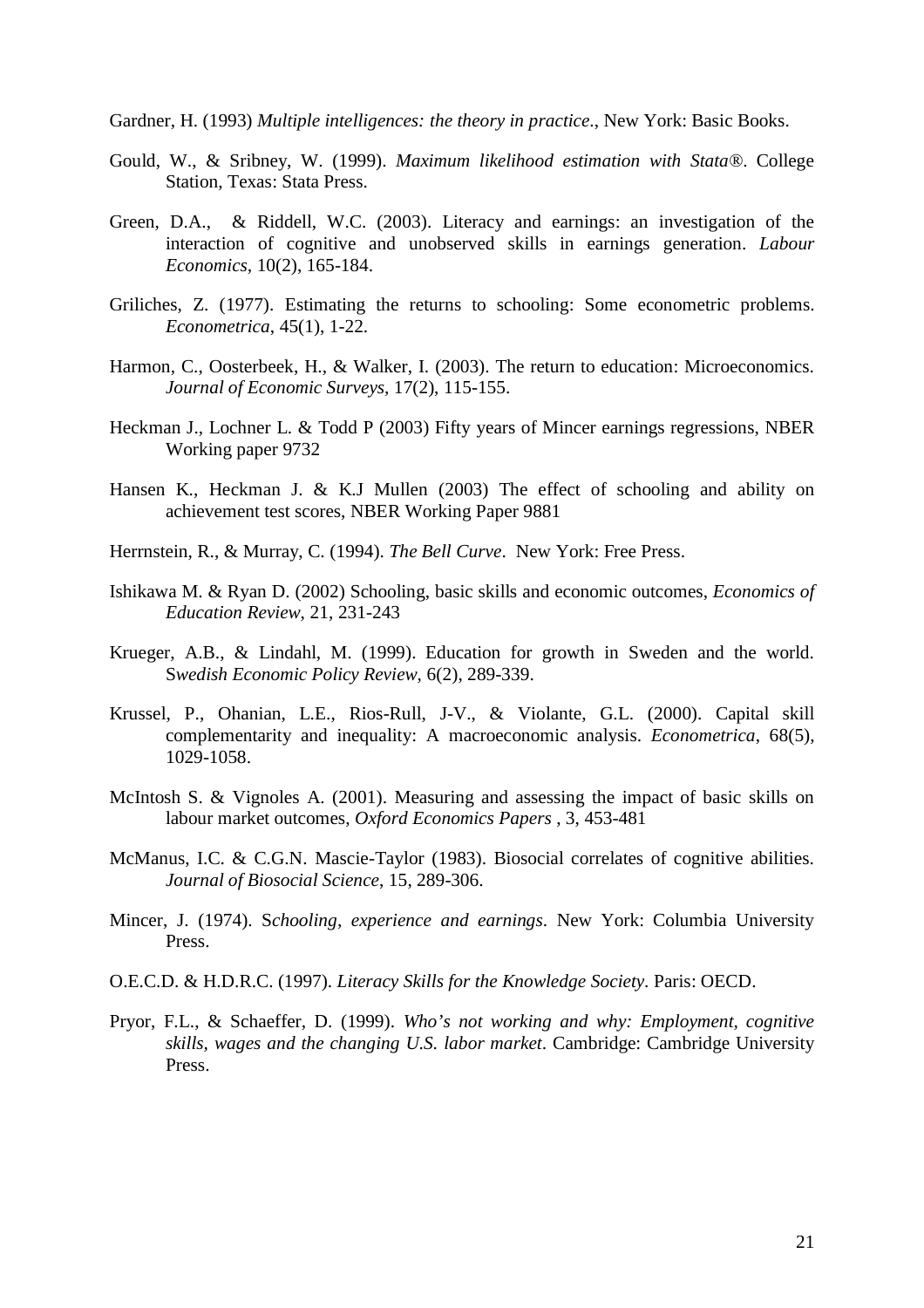Gardner, H. (1993) *Multiple intelligences: the theory in practice*., New York: Basic Books.

Gould, W., & Sribney, W. (1999). *Maximum likelihood estimation with Stata®*. College Station, Texas: Stata Press.

Green, D.A., & Riddell, W.C. (2003). Literacy and earnings: an investigation of the interaction of cognitive and unobserved skills in earnings generation. *Labour Economics*, 10(2), 165-184.

Griliches, Z. (1977). Estimating the returns to schooling: Some econometric problems. *Econometrica*, 45(1), 1-22.

Harmon, C., Oosterbeek, H., & Walker, I. (2003). The return to education: Microeconomics. *Journal of Economic Surveys*, 17(2), 115-155.

Heckman J., Lochner L. & Todd P (2003) Fifty years of Mincer earnings regressions, NBER Working paper 9732

Hansen K., Heckman J. & K.J Mullen (2003) The effect of schooling and ability on achievement test scores, NBER Working Paper 9881

Herrnstein, R., & Murray, C. (1994). *The Bell Curve*. New York: Free Press.

Ishikawa M. & Ryan D. (2002) Schooling, basic skills and economic outcomes, *Economics of Education Review*, 21, 231-243

Krueger, A.B., & Lindahl, M. (1999). Education for growth in Sweden and the world. S*wedish Economic Policy Review*, 6(2), 289-339.

Krussel, P., Ohanian, L.E., Rios-Rull, J-V., & Violante, G.L. (2000). Capital skill complementarity and inequality: A macroeconomic analysis. *Econometrica*, 68(5), 1029-1058.

McIntosh S. & Vignoles A. (2001). Measuring and assessing the impact of basic skills on labour market outcomes, *Oxford Economics Papers* , 3, 453-481

McManus, I.C. & C.G.N. Mascie-Taylor (1983). Biosocial correlates of cognitive abilities. *Journal of Biosocial Science*, 15, 289-306.

Mincer, J. (1974). S*chooling, experience and earnings*. New York: Columbia University Press.

O.E.C.D. & H.D.R.C. (1997). *Literacy Skills for the Knowledge Society*. Paris: OECD.

Pryor, F.L., & Schaeffer, D. (1999). *Who's not working and why: Employment, cognitive skills, wages and the changing U.S. labor market*. Cambridge: Cambridge University Press.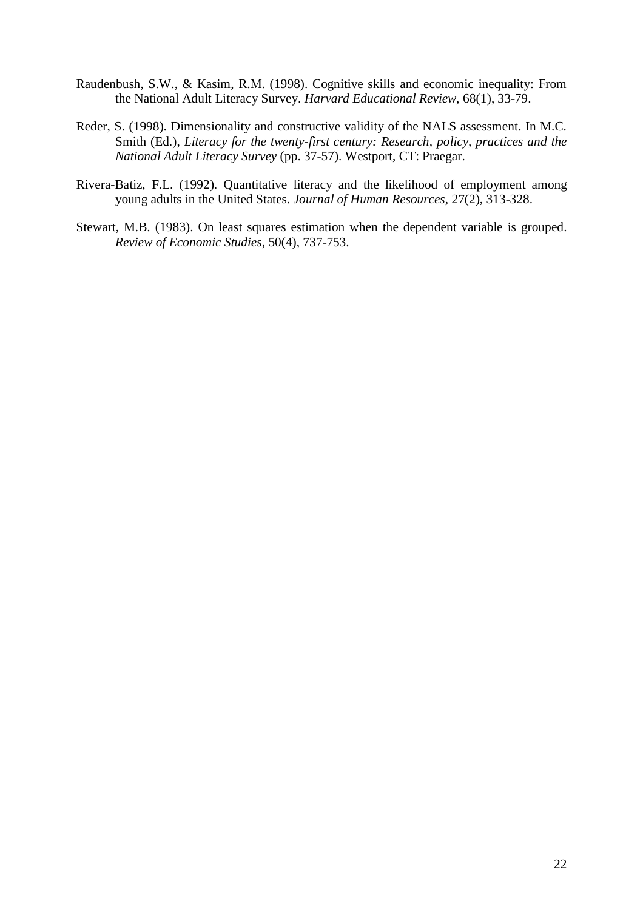Raudenbush, S.W., & Kasim, R.M. (1998). Cognitive skills and economic inequality: From the National Adult Literacy Survey. *Harvard Educational Review*, 68(1), 33-79.

Reder, S. (1998). Dimensionality and constructive validity of the NALS assessment. In M.C. Smith (Ed.), *Literacy for the twenty-first century: Research, policy, practices and the National Adult Literacy Survey* (pp. 37-57). Westport, CT: Praegar.

Rivera-Batiz, F.L. (1992). Quantitative literacy and the likelihood of employment among young adults in the United States. *Journal of Human Resources*, 27(2), 313-328.

Stewart, M.B. (1983). On least squares estimation when the dependent variable is grouped. *Review of Economic Studies*, 50(4), 737-753.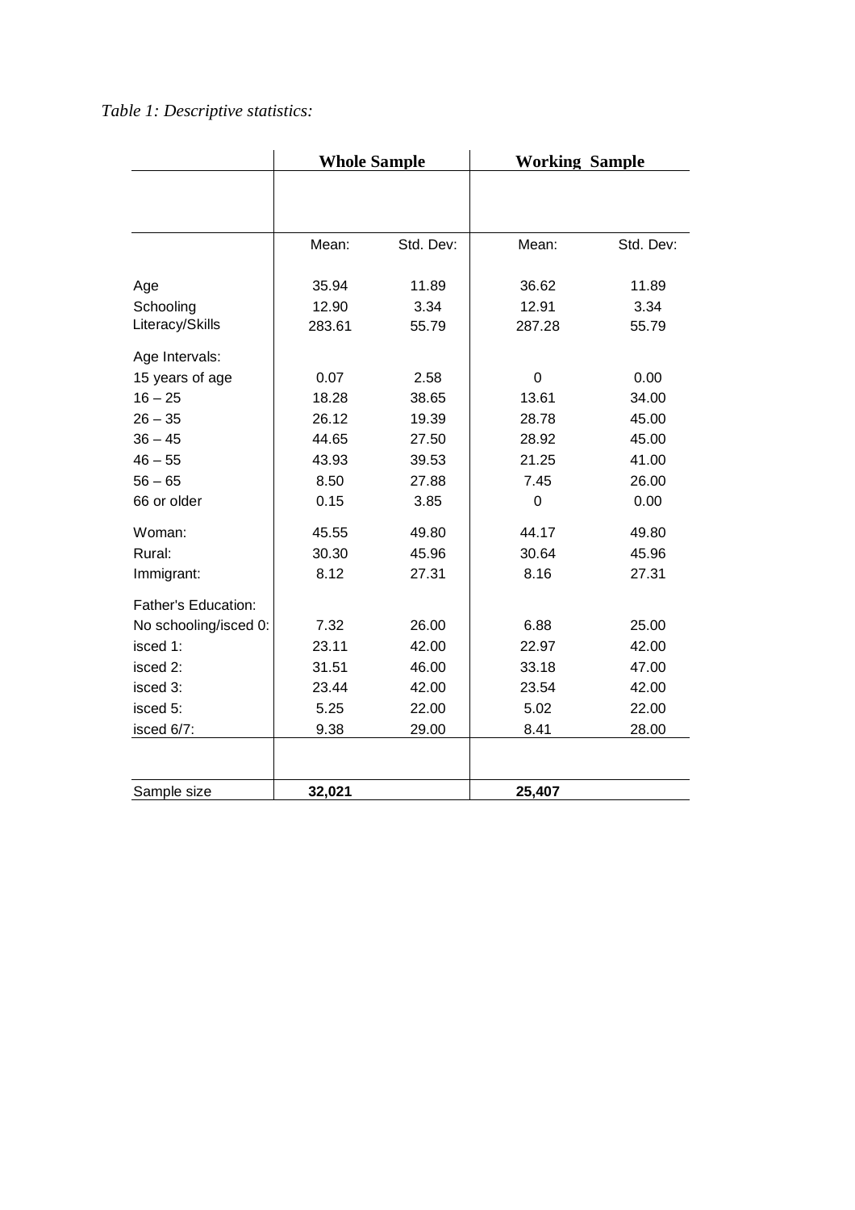*Table 1: Descriptive statistics:*

| | Whole Sample | | Working Sample | |
|---|---|---|---|---|
| | Mean: | Std. Dev: | Mean: | Std. Dev: |
| Age | 35.94 | 11.89 | 36.62 | 11.89 |
| Schooling | 12.90 | 3.34 | 12.91 | 3.34 |
| Literacy/Skills | 283.61 | 55.79 | 287.28 | 55.79 |
| Age Intervals: | | | | |
| 15 years of age | 0.07 | 2.58 | 0 | 0.00 |
| 16 – 25 | 18.28 | 38.65 | 13.61 | 34.00 |
| 26 – 35 | 26.12 | 19.39 | 28.78 | 45.00 |
| 36 – 45 | 44.65 | 27.50 | 28.92 | 45.00 |
| 46 – 55 | 43.93 | 39.53 | 21.25 | 41.00 |
| 56 – 65 | 8.50 | 27.88 | 7.45 | 26.00 |
| 66 or older | 0.15 | 3.85 | 0 | 0.00 |
| Woman: | 45.55 | 49.80 | 44.17 | 49.80 |
| Rural: | 30.30 | 45.96 | 30.64 | 45.96 |
| Immigrant: | 8.12 | 27.31 | 8.16 | 27.31 |
| Father's Education: | | | | |
| No schooling/isced 0: | 7.32 | 26.00 | 6.88 | 25.00 |
| isced 1: | 23.11 | 42.00 | 22.97 | 42.00 |
| isced 2: | 31.51 | 46.00 | 33.18 | 47.00 |
| isced 3: | 23.44 | 42.00 | 23.54 | 42.00 |
| isced 5: | 5.25 | 22.00 | 5.02 | 22.00 |
| isced 6/7: | 9.38 | 29.00 | 8.41 | 28.00 |
| Sample size | **32,021** | | **25,407** | |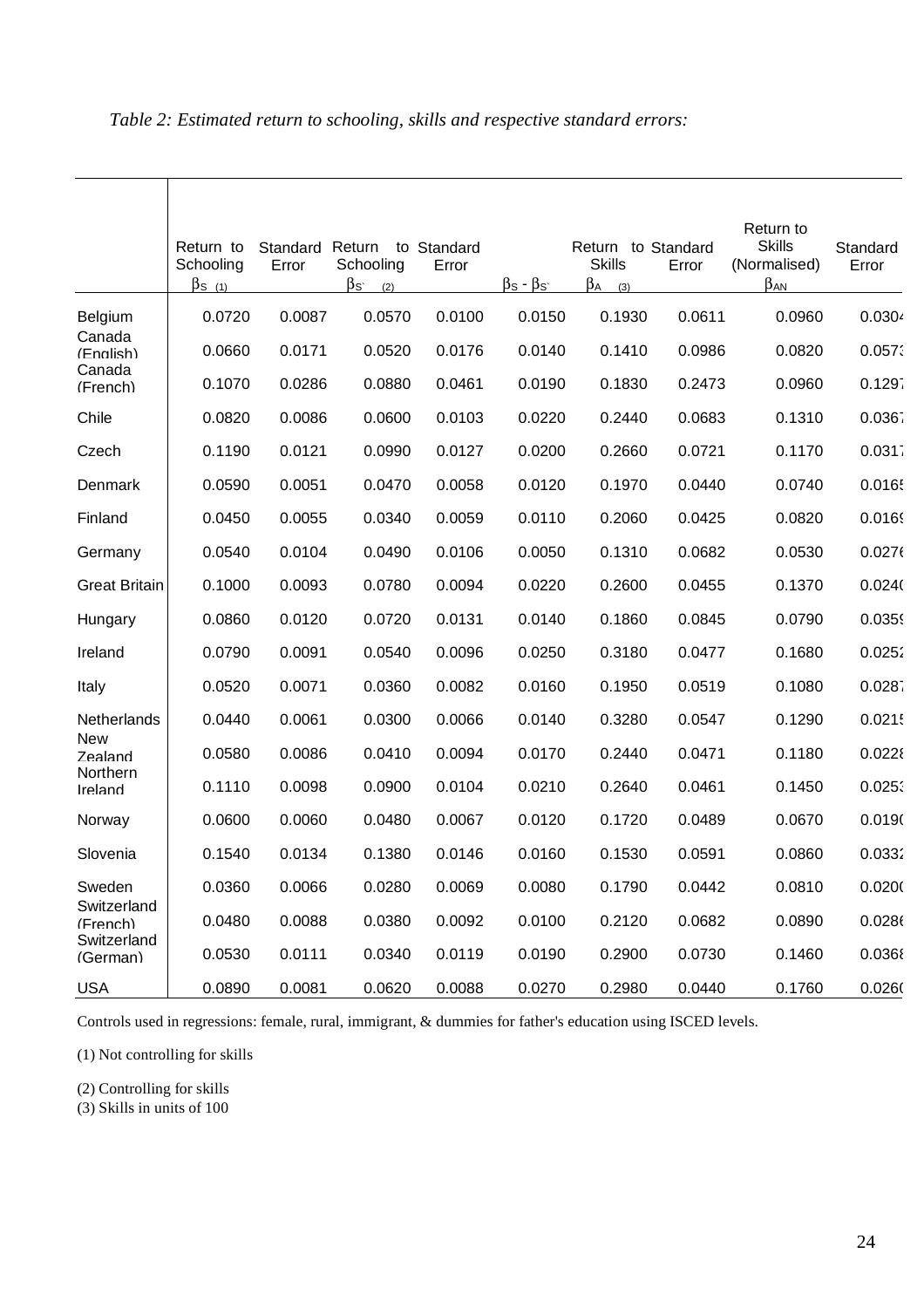*Table 2: Estimated return to schooling, skills and respective standard errors:*

| | Return to Schooling $\beta_{S}$ (1) | Standard Error | Return to Schooling $\beta_{S'}$ (2) | Standard Error | $\beta_{S} - \beta_{S'}$ | Return to Skills $\beta_{A}$ (3) | Standard Error | Return to Skills (Normalised) $\beta_{AN}$ | Standard Error |
|---|---|---|---|---|---|---|---|---|---|
| Belgium | 0.0720 | 0.0087 | 0.0570 | 0.0100 | 0.0150 | 0.1930 | 0.0611 | 0.0960 | 0.0304 |
| Canada (English) | 0.0660 | 0.0171 | 0.0520 | 0.0176 | 0.0140 | 0.1410 | 0.0986 | 0.0820 | 0.0573 |
| Canada (French) | 0.1070 | 0.0286 | 0.0880 | 0.0461 | 0.0190 | 0.1830 | 0.2473 | 0.0960 | 0.1297 |
| Chile | 0.0820 | 0.0086 | 0.0600 | 0.0103 | 0.0220 | 0.2440 | 0.0683 | 0.1310 | 0.0367 |
| Czech | 0.1190 | 0.0121 | 0.0990 | 0.0127 | 0.0200 | 0.2660 | 0.0721 | 0.1170 | 0.0317 |
| Denmark | 0.0590 | 0.0051 | 0.0470 | 0.0058 | 0.0120 | 0.1970 | 0.0440 | 0.0740 | 0.0165 |
| Finland | 0.0450 | 0.0055 | 0.0340 | 0.0059 | 0.0110 | 0.2060 | 0.0425 | 0.0820 | 0.0169 |
| Germany | 0.0540 | 0.0104 | 0.0490 | 0.0106 | 0.0050 | 0.1310 | 0.0682 | 0.0530 | 0.0276 |
| Great Britain | 0.1000 | 0.0093 | 0.0780 | 0.0094 | 0.0220 | 0.2600 | 0.0455 | 0.1370 | 0.0240 |
| Hungary | 0.0860 | 0.0120 | 0.0720 | 0.0131 | 0.0140 | 0.1860 | 0.0845 | 0.0790 | 0.0359 |
| Ireland | 0.0790 | 0.0091 | 0.0540 | 0.0096 | 0.0250 | 0.3180 | 0.0477 | 0.1680 | 0.0252 |
| Italy | 0.0520 | 0.0071 | 0.0360 | 0.0082 | 0.0160 | 0.1950 | 0.0519 | 0.1080 | 0.0287 |
| Netherlands | 0.0440 | 0.0061 | 0.0300 | 0.0066 | 0.0140 | 0.3280 | 0.0547 | 0.1290 | 0.0215 |
| New Zealand | 0.0580 | 0.0086 | 0.0410 | 0.0094 | 0.0170 | 0.2440 | 0.0471 | 0.1180 | 0.0228 |
| Northern Ireland | 0.1110 | 0.0098 | 0.0900 | 0.0104 | 0.0210 | 0.2640 | 0.0461 | 0.1450 | 0.0253 |
| Norway | 0.0600 | 0.0060 | 0.0480 | 0.0067 | 0.0120 | 0.1720 | 0.0489 | 0.0670 | 0.0190 |
| Slovenia | 0.1540 | 0.0134 | 0.1380 | 0.0146 | 0.0160 | 0.1530 | 0.0591 | 0.0860 | 0.0332 |
| Sweden | 0.0360 | 0.0066 | 0.0280 | 0.0069 | 0.0080 | 0.1790 | 0.0442 | 0.0810 | 0.0200 |
| Switzerland (French) | 0.0480 | 0.0088 | 0.0380 | 0.0092 | 0.0100 | 0.2120 | 0.0682 | 0.0890 | 0.0286 |
| Switzerland (German) | 0.0530 | 0.0111 | 0.0340 | 0.0119 | 0.0190 | 0.2900 | 0.0730 | 0.1460 | 0.0368 |
| USA | 0.0890 | 0.0081 | 0.0620 | 0.0088 | 0.0270 | 0.2980 | 0.0440 | 0.1760 | 0.0260 |

Controls used in regressions: female, rural, immigrant, & dummies for father's education using ISCED levels.

(1) Not controlling for skills

(2) Controlling for skills

(3) Skills in units of 100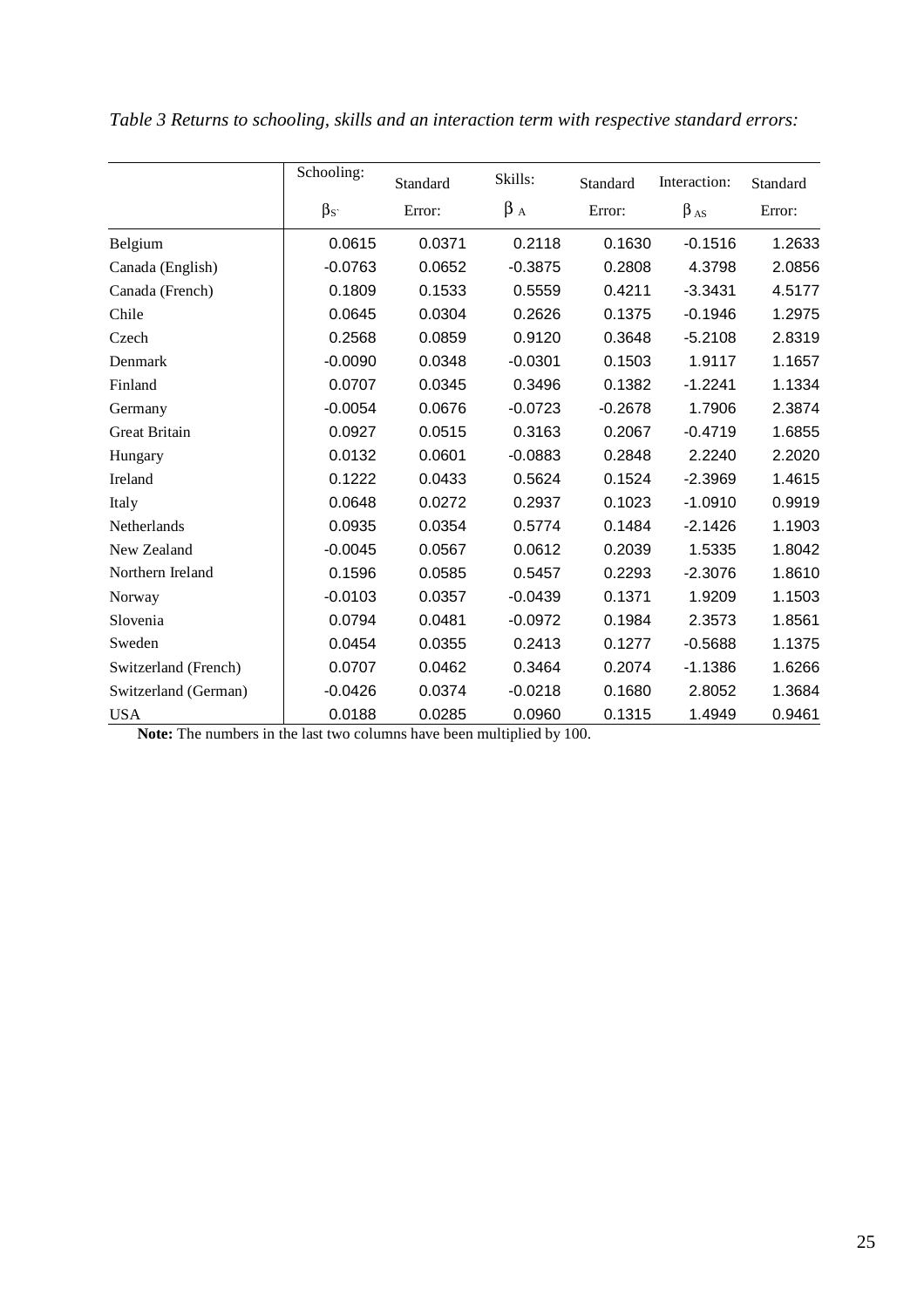*Table 3 Returns to schooling, skills and an interaction term with respective standard errors:*

| | Schooling: $\beta_S$ | Standard Error: | Skills: $\beta_A$ | Standard Error: | Interaction: $\beta_{AS}$ | Standard Error: |
|---|---|---|---|---|---|---|
| Belgium | 0.0615 | 0.0371 | 0.2118 | 0.1630 | -0.1516 | 1.2633 |
| Canada (English) | -0.0763 | 0.0652 | -0.3875 | 0.2808 | 4.3798 | 2.0856 |
| Canada (French) | 0.1809 | 0.1533 | 0.5559 | 0.4211 | -3.3431 | 4.5177 |
| Chile | 0.0645 | 0.0304 | 0.2626 | 0.1375 | -0.1946 | 1.2975 |
| Czech | 0.2568 | 0.0859 | 0.9120 | 0.3648 | -5.2108 | 2.8319 |
| Denmark | -0.0090 | 0.0348 | -0.0301 | 0.1503 | 1.9117 | 1.1657 |
| Finland | 0.0707 | 0.0345 | 0.3496 | 0.1382 | -1.2241 | 1.1334 |
| Germany | -0.0054 | 0.0676 | -0.0723 | -0.2678 | 1.7906 | 2.3874 |
| Great Britain | 0.0927 | 0.0515 | 0.3163 | 0.2067 | -0.4719 | 1.6855 |
| Hungary | 0.0132 | 0.0601 | -0.0883 | 0.2848 | 2.2240 | 2.2020 |
| Ireland | 0.1222 | 0.0433 | 0.5624 | 0.1524 | -2.3969 | 1.4615 |
| Italy | 0.0648 | 0.0272 | 0.2937 | 0.1023 | -1.0910 | 0.9919 |
| Netherlands | 0.0935 | 0.0354 | 0.5774 | 0.1484 | -2.1426 | 1.1903 |
| New Zealand | -0.0045 | 0.0567 | 0.0612 | 0.2039 | 1.5335 | 1.8042 |
| Northern Ireland | 0.1596 | 0.0585 | 0.5457 | 0.2293 | -2.3076 | 1.8610 |
| Norway | -0.0103 | 0.0357 | -0.0439 | 0.1371 | 1.9209 | 1.1503 |
| Slovenia | 0.0794 | 0.0481 | -0.0972 | 0.1984 | 2.3573 | 1.8561 |
| Sweden | 0.0454 | 0.0355 | 0.2413 | 0.1277 | -0.5688 | 1.1375 |
| Switzerland (French) | 0.0707 | 0.0462 | 0.3464 | 0.2074 | -1.1386 | 1.6266 |
| Switzerland (German) | -0.0426 | 0.0374 | -0.0218 | 0.1680 | 2.8052 | 1.3684 |
| USA | 0.0188 | 0.0285 | 0.0960 | 0.1315 | 1.4949 | 0.9461 |

**Note:** The numbers in the last two columns have been multiplied by 100.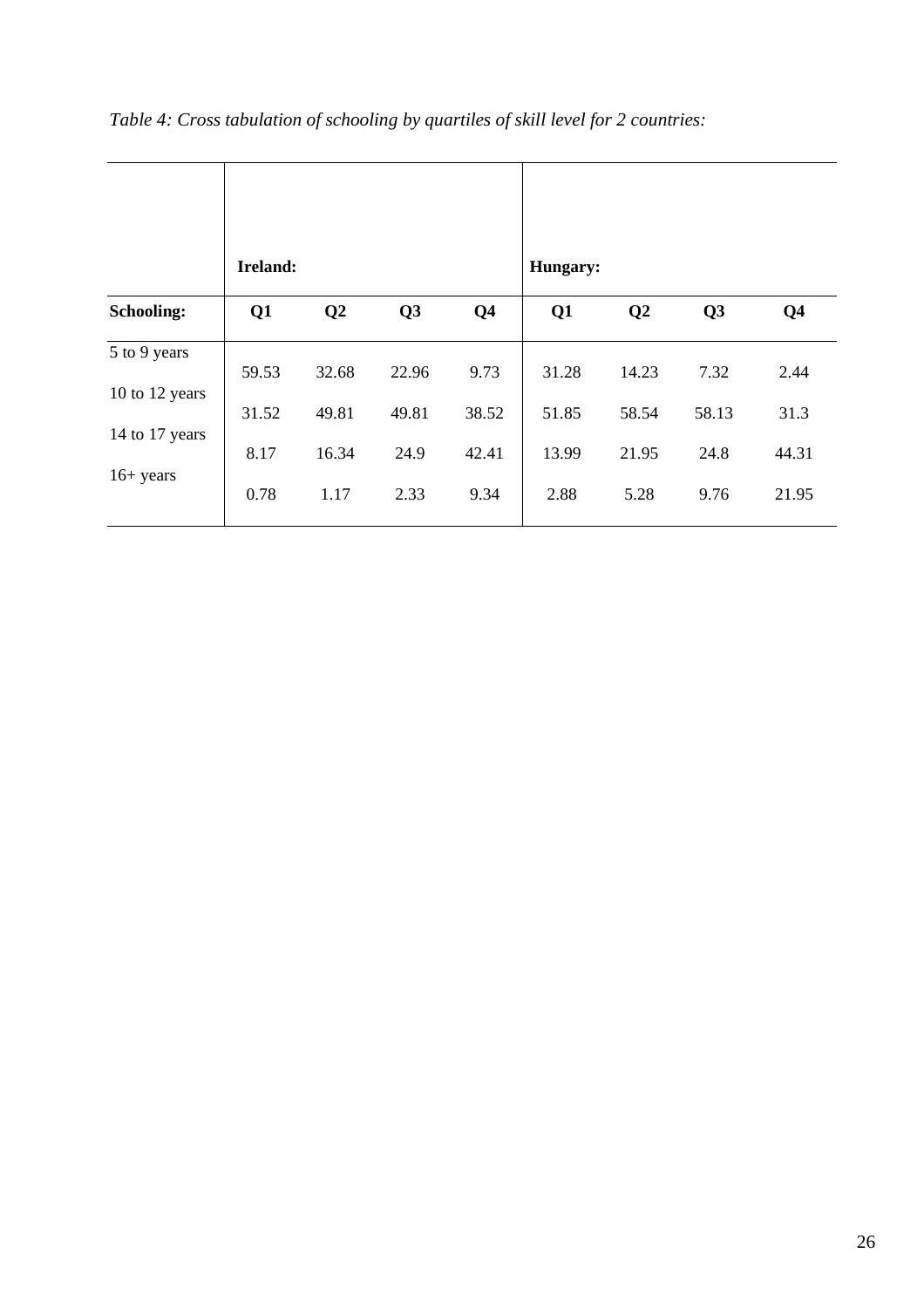*Table 4: Cross tabulation of schooling by quartiles of skill level for 2 countries:*

| | Ireland: | | | | Hungary: | | | |
|---|---|---|---|---|---|---|---|---|
| **Schooling:** | **Q1** | **Q2** | **Q3** | **Q4** | **Q1** | **Q2** | **Q3** | **Q4** |
| 5 to 9 years | 59.53 | 32.68 | 22.96 | 9.73 | 31.28 | 14.23 | 7.32 | 2.44 |
| 10 to 12 years | 31.52 | 49.81 | 49.81 | 38.52 | 51.85 | 58.54 | 58.13 | 31.3 |
| 14 to 17 years | 8.17 | 16.34 | 24.9 | 42.41 | 13.99 | 21.95 | 24.8 | 44.31 |
| 16+ years | 0.78 | 1.17 | 2.33 | 9.34 | 2.88 | 5.28 | 9.76 | 21.95 |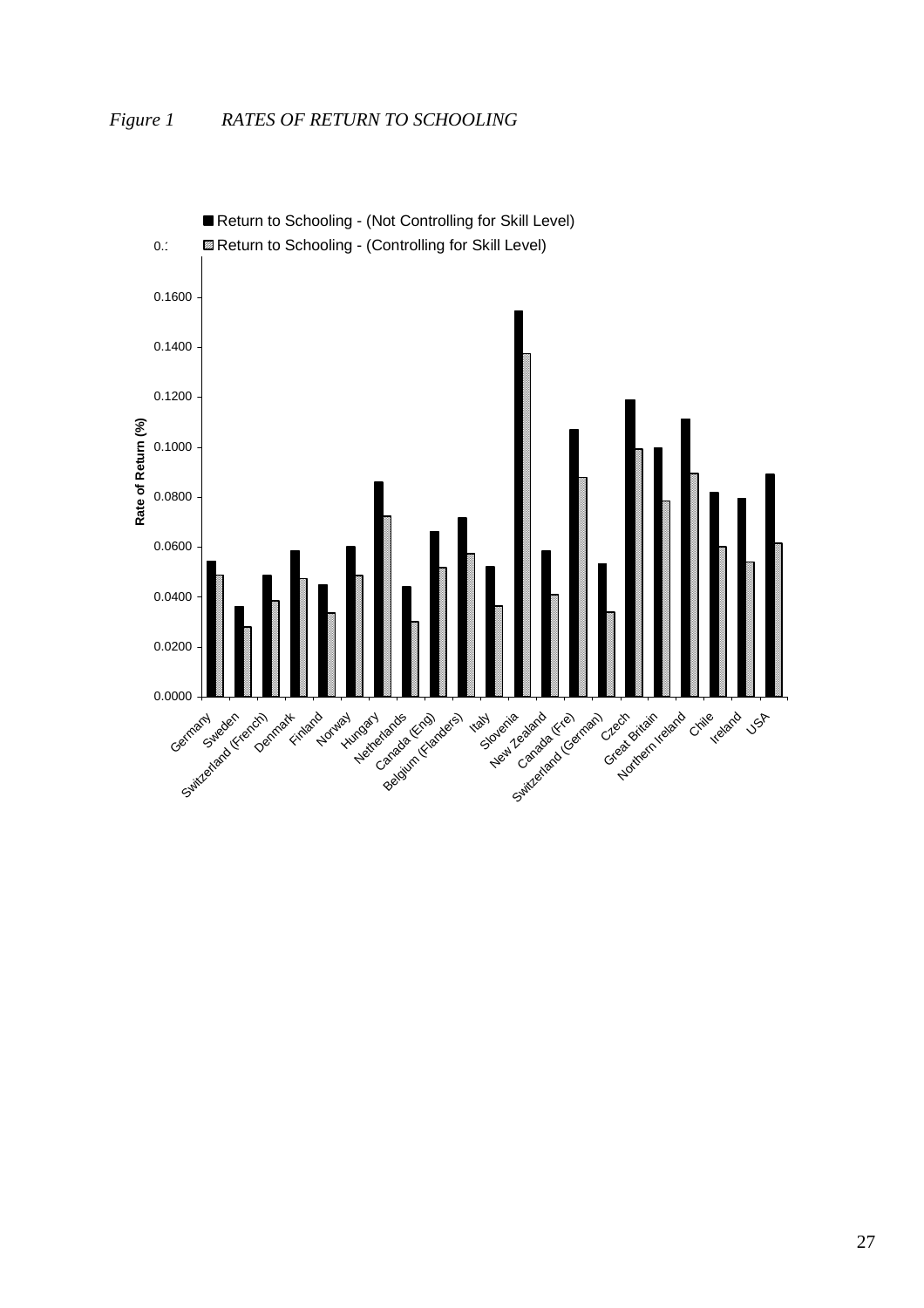*Figure 1 RATES OF RETURN TO SCHOOLING*

■ Return to Schooling - (Not Controlling for Skill Level)

▨ Return to Schooling - (Controlling for Skill Level)

Rate of Return (%)

0.0000, 0.0200, 0.0400, 0.0600, 0.0800, 0.1000, 0.1200, 0.1400, 0.1600

Germany, Sweden, Switzerland (French), Denmark, Finland, Norway, Hungary, Netherlands, Canada (Eng), Belgium (Flanders), Italy, Slovenia, New Zealand, Canada (Fre), Switzerland (German), Czech, Great Britain, Northern Ireland, Chile, Ireland, USA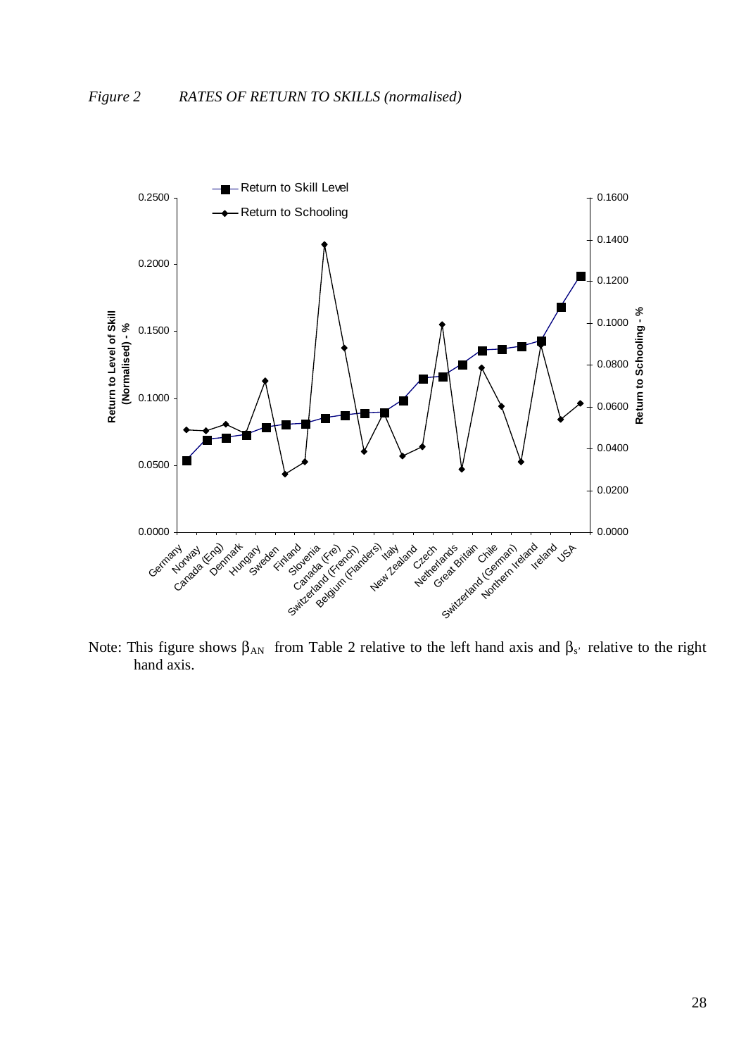*Figure 2 RATES OF RETURN TO SKILLS (normalised)*

Note: This figure shows $\beta_{AN}$ from Table 2 relative to the left hand axis and $\beta_{s'}$ relative to the right hand axis.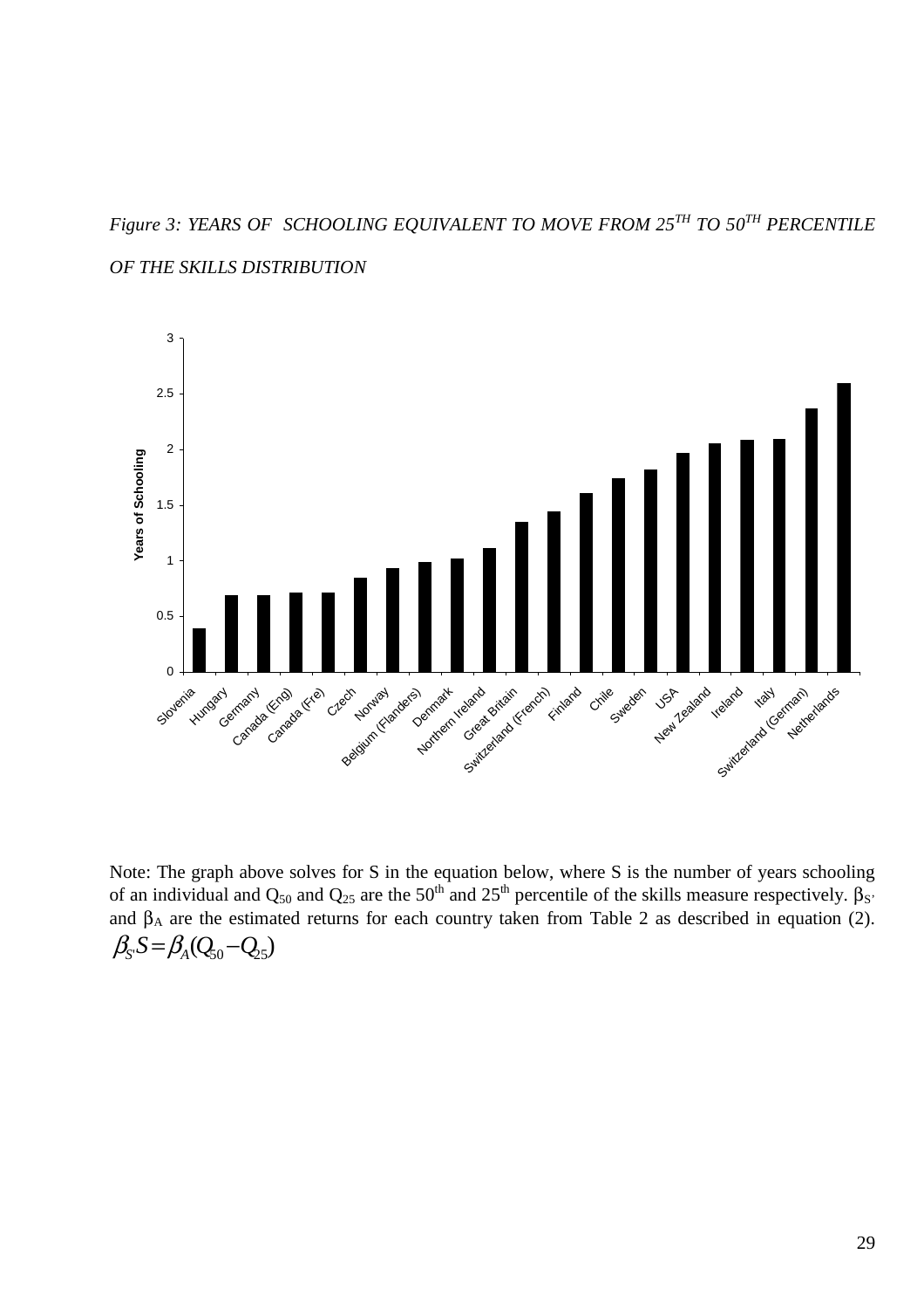*Figure 3: YEARS OF SCHOOLING EQUIVALENT TO MOVE FROM 25<sup>TH</sup> TO 50<sup>TH</sup> PERCENTILE OF THE SKILLS DISTRIBUTION*

Note: The graph above solves for S in the equation below, where S is the number of years schooling of an individual and $Q_{50}$ and $Q_{25}$ are the $50^{th}$ and $25^{th}$ percentile of the skills measure respectively. $\beta_{S'}$ and $\beta_A$ are the estimated returns for each country taken from Table 2 as described in equation (2).

$$\beta_{S'} S = \beta_A (Q_{50} - Q_{25})$$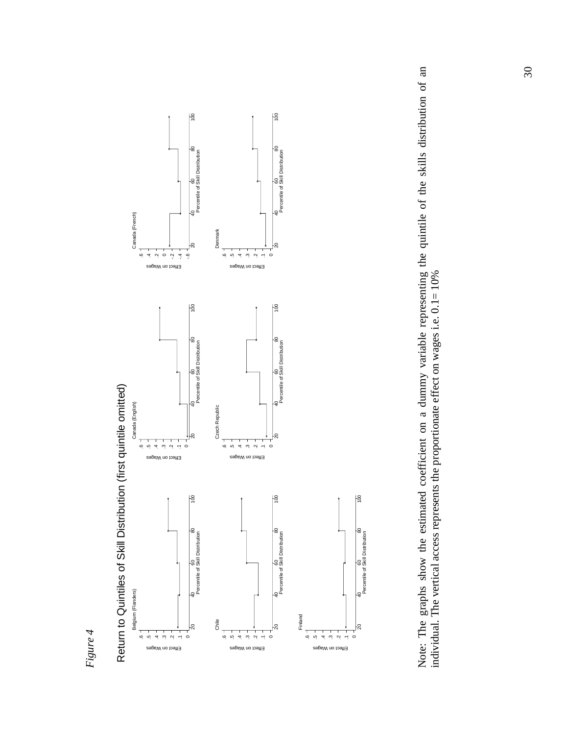*Figure 4*

Return to Quintiles of Skill Distribution (first quintile omitted)

Note: The graphs show the estimated coefficient on a dummy variable representing the quintile of the skills distribution of an individual. The vertical access represents the proportionate effect on wages i.e. 0.1= 10%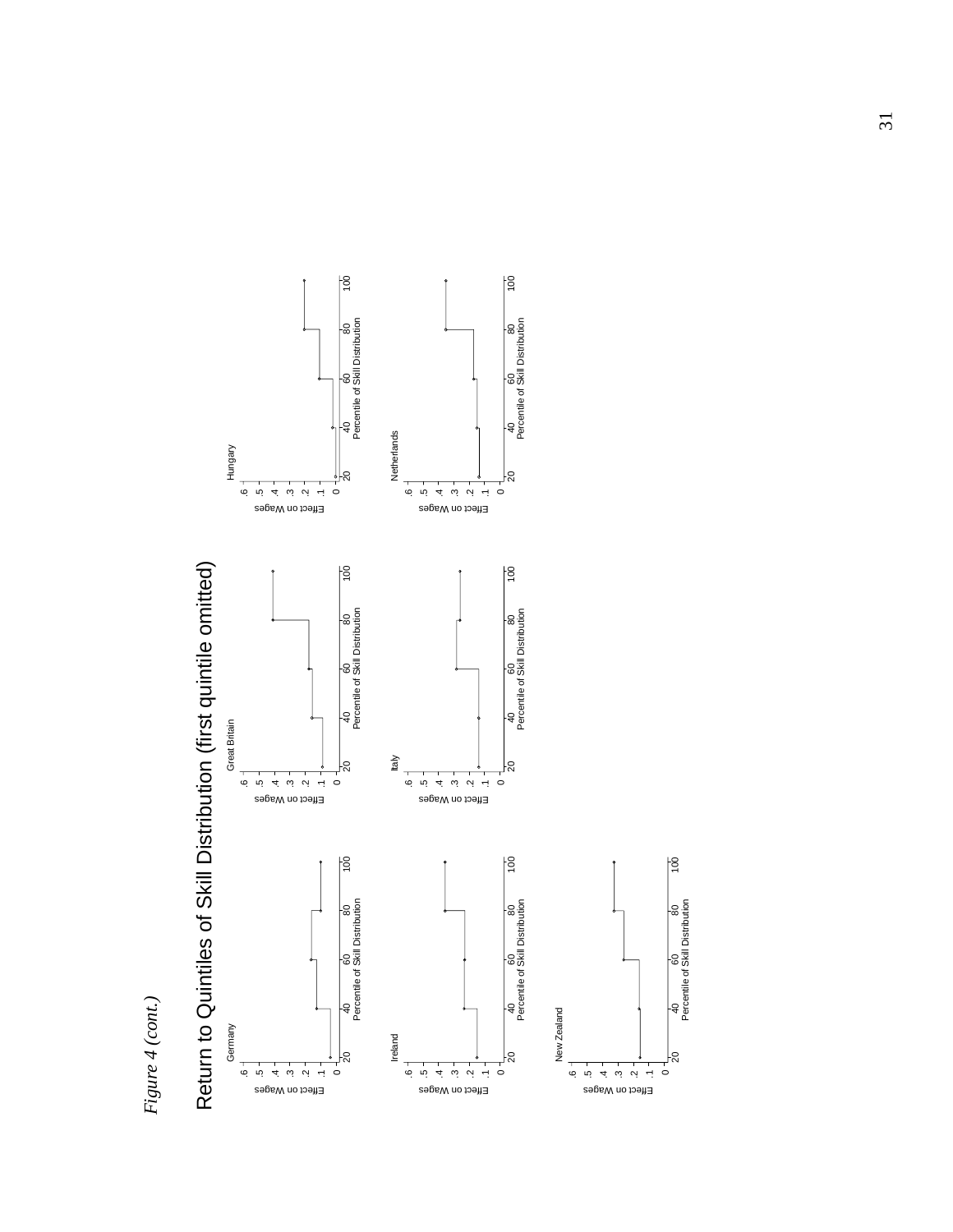*Figure 4 (cont.)*

Return to Quintiles of Skill Distribution (first quintile omitted)

Germany

Great Britain

Hungary

Ireland

Italy

Netherlands

New Zealand

Effect on Wages

Percentile of Skill Distribution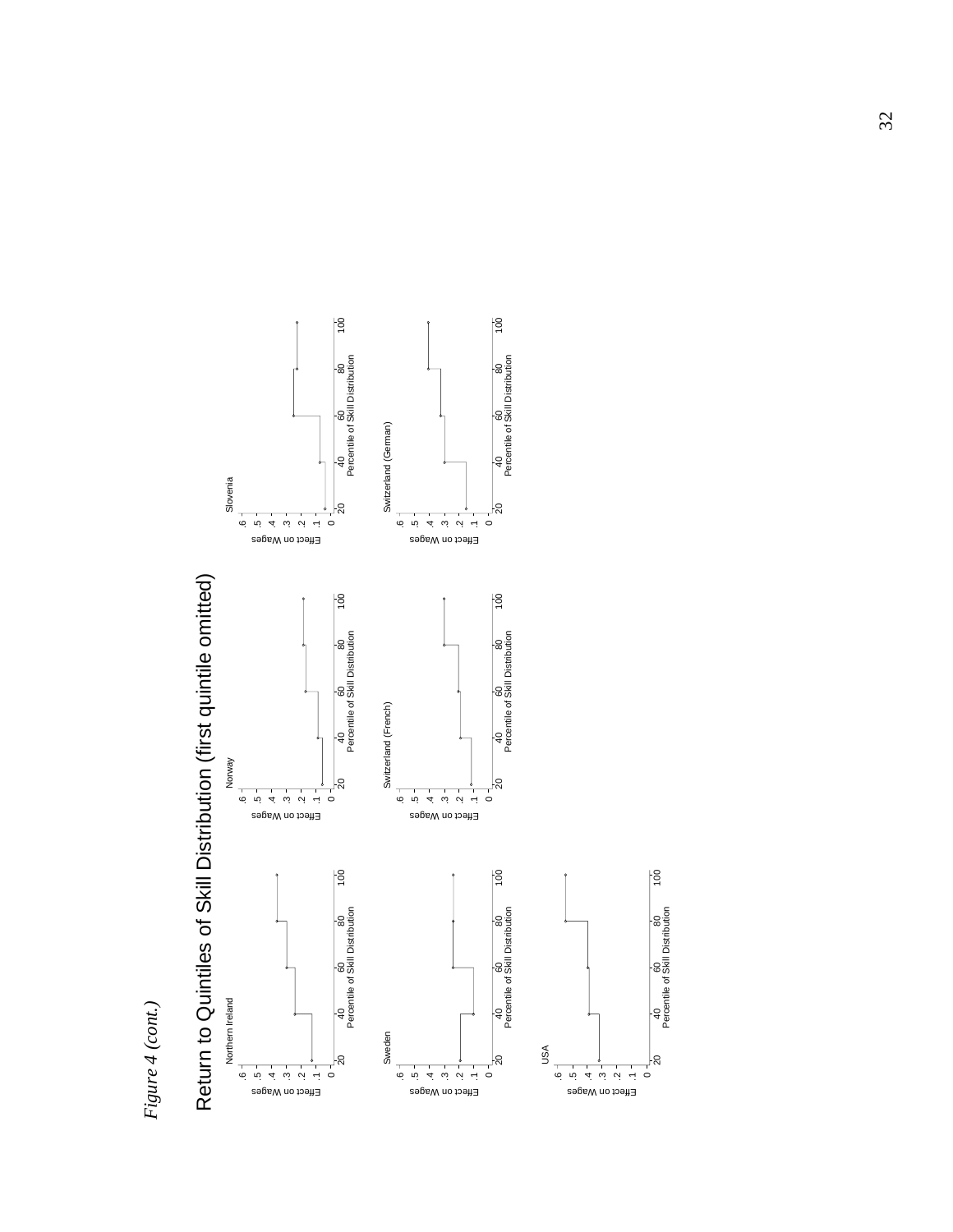*Figure 4 (cont.)*

Return to Quintiles of Skill Distribution (first quintile omitted)

Northern Ireland

Effect on Wages

0
.1
.2
.3
.4
.5
.6

20
40
60
80
100

Percentile of Skill Distribution

Norway

Effect on Wages

0
.1
.2
.3
.4
.5
.6

20
40
60
80
100

Percentile of Skill Distribution

Slovenia

Effect on Wages

0
.1
.2
.3
.4
.5
.6

20
40
60
80
100

Percentile of Skill Distribution

Sweden

Effect on Wages

0
.1
.2
.3
.4
.5
.6

20
40
60
80
100

Percentile of Skill Distribution

Switzerland (French)

Effect on Wages

0
.1
.2
.3
.4
.5
.6

20
40
60
80
100

Percentile of Skill Distribution

Switzerland (German)

Effect on Wages

0
.1
.2
.3
.4
.5
.6

20
40
60
80
100

Percentile of Skill Distribution

USA

Effect on Wages

0
.1
.2
.3
.4
.5
.6

20
40
60
80
100

Percentile of Skill Distribution